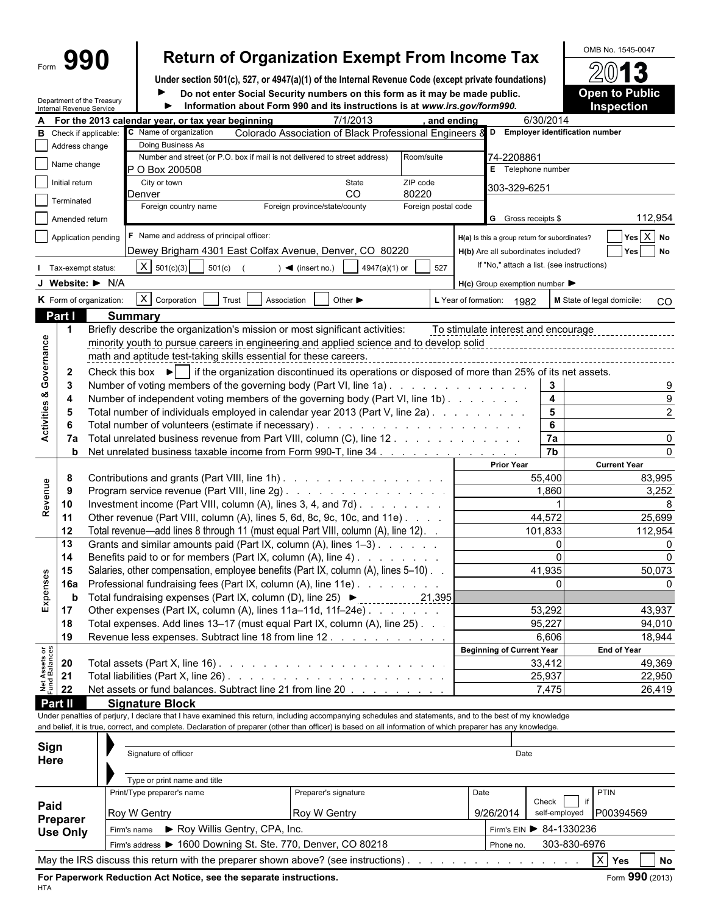Form **990**

# Return of Organization Exempt From Income Tax

**Under section 501(c), 527, or 4947(a)(1) of the Internal Revenue Code (except private foundations)**

► **Do not enter Social Security numbers on this form as it may be made public.**

► **Information about Form 990 and its instructions is at *www.irs.gov/form990.***

Department of the Treasury
Internal Revenue Service

OMB No. 1545-0047

**2013**

**Open to Public Inspection**

**A** For the 2013 calendar year, or tax year beginning 7/1/2013, and ending 6/30/2014

**B** Check if applicable:
- [ ] Address change
- [ ] Name change
- [ ] Initial return
- [ ] Terminated
- [ ] Amended return
- [ ] Application pending

**C** Name of organization: Colorado Association of Black Professional Engineers &

Doing Business As

Number and street (or P.O. box if mail is not delivered to street address): P O Box 200508 | Room/suite

City or town: Denver | State: CO | ZIP code: 80220

Foreign country name | Foreign province/state/county | Foreign postal code

**D** Employer identification number: 74-2208861

**E** Telephone number: 303-329-6251

**G** Gross receipts $ 112,954

**F** Name and address of principal officer: Dewey Brigham 4301 East Colfax Avenue, Denver, CO 80220

**H(a)** Is this a group return for subordinates? [ ] Yes [X] No

**H(b)** Are all subordinates included? [ ] Yes [ ] No
If "No," attach a list. (see instructions)

**I** Tax-exempt status: [X] 501(c)(3) [ ] 501(c) ( ) ◄ (insert no.) [ ] 4947(a)(1) or [ ] 527

**J** Website: ► N/A

**H(c)** Group exemption number ►

**K** Form of organization: [X] Corporation [ ] Trust [ ] Association [ ] Other ►

**L** Year of formation: 1982

**M** State of legal domicile: CO

## Part I Summary

### Activities & Governance

1. Briefly describe the organization's mission or most significant activities: To stimulate interest and encourage minority youth to pursue careers in engineering and applied science and to develop solid math and aptitude test-taking skills essential for these careers.

2. Check this box ► [ ] if the organization discontinued its operations or disposed of more than 25% of its net assets.

| Line | Description | Box | Value |
|---|---|---|---|
| 3 | Number of voting members of the governing body (Part VI, line 1a) | 3 | 9 |
| 4 | Number of independent voting members of the governing body (Part VI, line 1b) | 4 | 9 |
| 5 | Total number of individuals employed in calendar year 2013 (Part V, line 2a) | 5 | 2 |
| 6 | Total number of volunteers (estimate if necessary) | 6 | |
| 7a | Total unrelated business revenue from Part VIII, column (C), line 12 | 7a | 0 |
| b | Net unrelated business taxable income from Form 990-T, line 34 | 7b | 0 |

### Revenue / Expenses

| Line | Description | Prior Year | Current Year |
|---|---|---|---|
| 8 | Contributions and grants (Part VIII, line 1h) | 55,400 | 83,995 |
| 9 | Program service revenue (Part VIII, line 2g) | 1,860 | 3,252 |
| 10 | Investment income (Part VIII, column (A), lines 3, 4, and 7d) | 1 | 8 |
| 11 | Other revenue (Part VIII, column (A), lines 5, 6d, 8c, 9c, 10c, and 11e) | 44,572 | 25,699 |
| 12 | Total revenue—add lines 8 through 11 (must equal Part VIII, column (A), line 12) | 101,833 | 112,954 |
| 13 | Grants and similar amounts paid (Part IX, column (A), lines 1–3) | 0 | 0 |
| 14 | Benefits paid to or for members (Part IX, column (A), line 4) | 0 | 0 |
| 15 | Salaries, other compensation, employee benefits (Part IX, column (A), lines 5–10) | 41,935 | 50,073 |
| 16a | Professional fundraising fees (Part IX, column (A), line 11e) | 0 | 0 |
| b | Total fundraising expenses (Part IX, column (D), line 25) ► 21,395 | | |
| 17 | Other expenses (Part IX, column (A), lines 11a–11d, 11f–24e) | 53,292 | 43,937 |
| 18 | Total expenses. Add lines 13–17 (must equal Part IX, column (A), line 25) | 95,227 | 94,010 |
| 19 | Revenue less expenses. Subtract line 18 from line 12 | 6,606 | 18,944 |

### Net Assets or Fund Balances

| Line | Description | Beginning of Current Year | End of Year |
|---|---|---|---|
| 20 | Total assets (Part X, line 16) | 33,412 | 49,369 |
| 21 | Total liabilities (Part X, line 26) | 25,937 | 22,950 |
| 22 | Net assets or fund balances. Subtract line 21 from line 20 | 7,475 | 26,419 |

## Part II Signature Block

Under penalties of perjury, I declare that I have examined this return, including accompanying schedules and statements, and to the best of my knowledge and belief, it is true, correct, and complete. Declaration of preparer (other than officer) is based on all information of which preparer has any knowledge.

**Sign Here**

Signature of officer | Date

Type or print name and title

**Paid Preparer Use Only**

| Print/Type preparer's name | Preparer's signature | Date | Check [ ] if self-employed | PTIN |
|---|---|---|---|---|
| Roy W Gentry | Roy W Gentry | 9/26/2014 | | P00394569 |

Firm's name ► Roy Willis Gentry, CPA, Inc. | Firm's EIN ► 84-1330236

Firm's address ► 1600 Downing St. Ste. 770, Denver, CO 80218 | Phone no. 303-830-6976

May the IRS discuss this return with the preparer shown above? (see instructions) [X] Yes [ ] No

**For Paperwork Reduction Act Notice, see the separate instructions.** Form **990** (2013)

HTA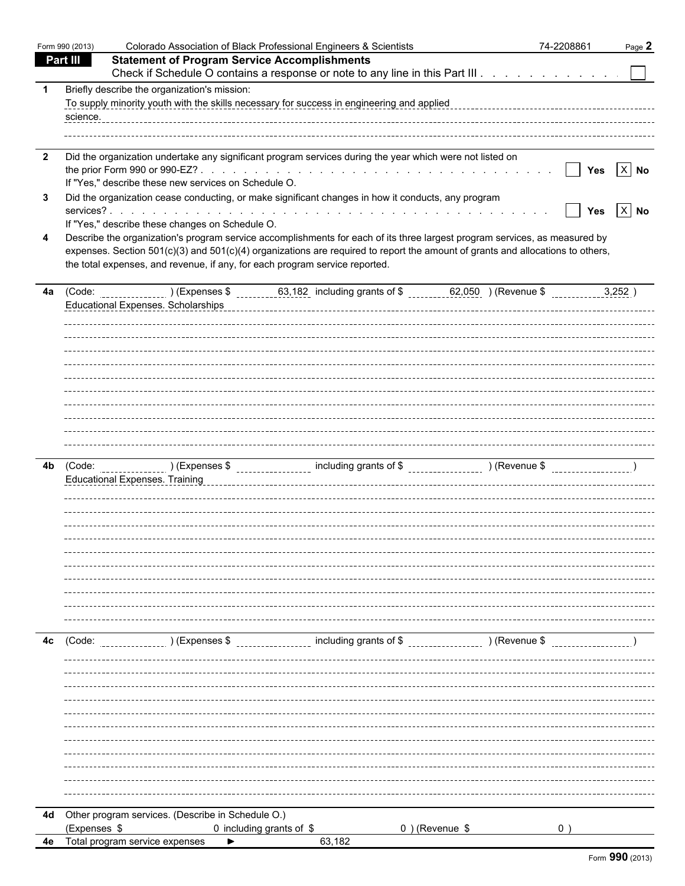Form 990 (2013) Colorado Association of Black Professional Engineers & Scientists 74-2208861 Page **2**

## Part III Statement of Program Service Accomplishments

Check if Schedule O contains a response or note to any line in this Part III . . . . . . . . . . . . ☐

**1** Briefly describe the organization's mission:

To supply minority youth with the skills necessary for success in engineering and applied science.

**2** Did the organization undertake any significant program services during the year which were not listed on the prior Form 990 or 990-EZ? . . . . . . . . . . . . . . . . . . . . . . . . . . . . . . ☐ Yes ☒ No

If "Yes," describe these new services on Schedule O.

**3** Did the organization cease conducting, or make significant changes in how it conducts, any program services? . . . . . . . . . . . . . . . . . . . . . . . . . . . . . . . . . . . . . . . . . ☐ Yes ☒ No

If "Yes," describe these changes on Schedule O.

**4** Describe the organization's program service accomplishments for each of its three largest program services, as measured by expenses. Section 501(c)(3) and 501(c)(4) organizations are required to report the amount of grants and allocations to others, the total expenses, and revenue, if any, for each program service reported.

**4a** (Code: ) (Expenses $ 63,182 including grants of $ 62,050 ) (Revenue $ 3,252 )

Educational Expenses. Scholarships

**4b** (Code: ) (Expenses $ including grants of $ ) (Revenue $ )

Educational Expenses. Training

**4c** (Code: ) (Expenses $ including grants of $ ) (Revenue $ )

**4d** Other program services. (Describe in Schedule O.)

(Expenses $ 0 including grants of $ 0 ) (Revenue $ 0 )

**4e** Total program service expenses ► 63,182

Form **990** (2013)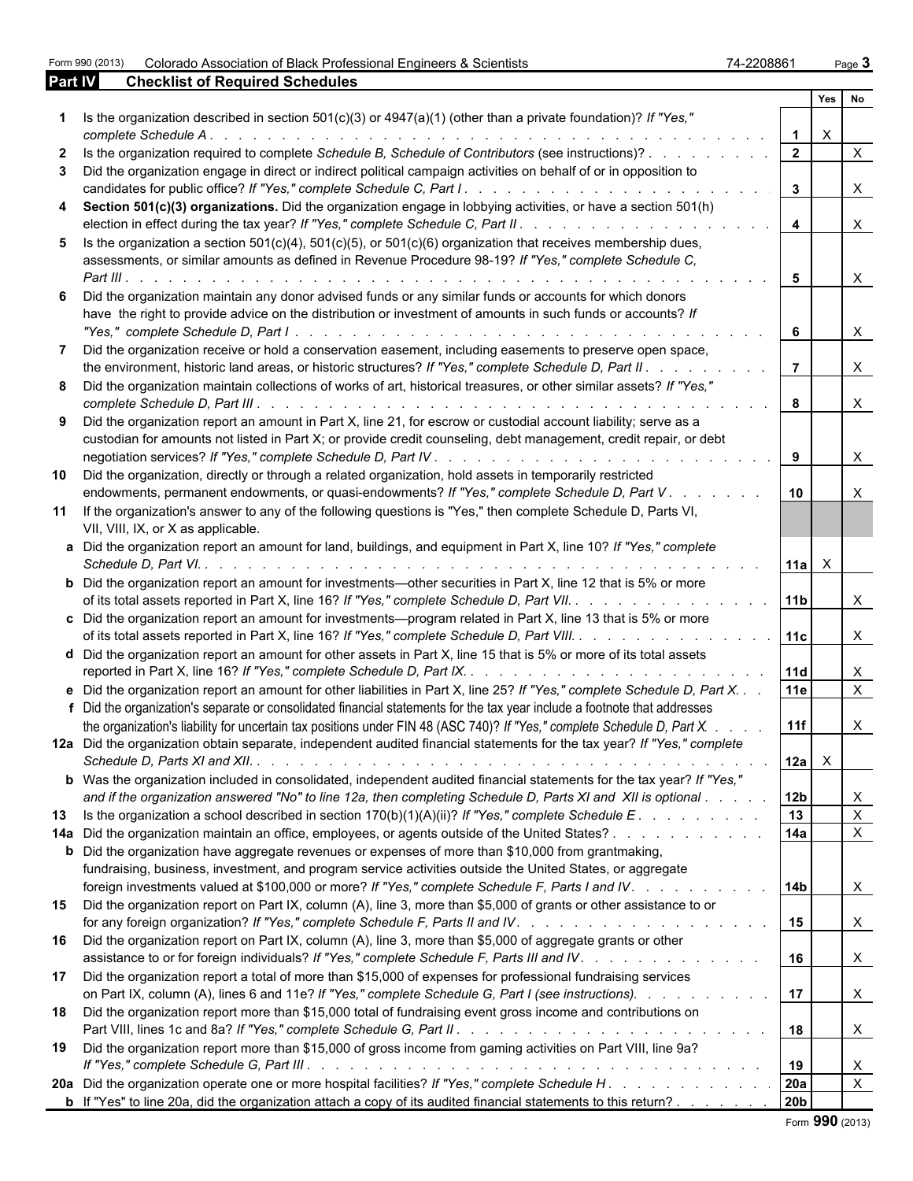Form 990 (2013) Colorado Association of Black Professional Engineers & Scientists 74-2208861 Page 3

## Part IV Checklist of Required Schedules

| | | | Yes | No |
|---|---|---|---|---|
| **1** | Is the organization described in section 501(c)(3) or 4947(a)(1) (other than a private foundation)? *If "Yes," complete Schedule A* | **1** | X | |
| **2** | Is the organization required to complete *Schedule B, Schedule of Contributors* (see instructions)? | **2** | | X |
| **3** | Did the organization engage in direct or indirect political campaign activities on behalf of or in opposition to candidates for public office? *If "Yes," complete Schedule C, Part I* | **3** | | X |
| **4** | **Section 501(c)(3) organizations.** Did the organization engage in lobbying activities, or have a section 501(h) election in effect during the tax year? *If "Yes," complete Schedule C, Part II* | **4** | | X |
| **5** | Is the organization a section 501(c)(4), 501(c)(5), or 501(c)(6) organization that receives membership dues, assessments, or similar amounts as defined in Revenue Procedure 98-19? *If "Yes," complete Schedule C, Part III* | **5** | | X |
| **6** | Did the organization maintain any donor advised funds or any similar funds or accounts for which donors have the right to provide advice on the distribution or investment of amounts in such funds or accounts? *If "Yes," complete Schedule D, Part I* | **6** | | X |
| **7** | Did the organization receive or hold a conservation easement, including easements to preserve open space, the environment, historic land areas, or historic structures? *If "Yes," complete Schedule D, Part II* | **7** | | X |
| **8** | Did the organization maintain collections of works of art, historical treasures, or other similar assets? *If "Yes," complete Schedule D, Part III* | **8** | | X |
| **9** | Did the organization report an amount in Part X, line 21, for escrow or custodial account liability; serve as a custodian for amounts not listed in Part X; or provide credit counseling, debt management, credit repair, or debt negotiation services? *If "Yes," complete Schedule D, Part IV* | **9** | | X |
| **10** | Did the organization, directly or through a related organization, hold assets in temporarily restricted endowments, permanent endowments, or quasi-endowments? *If "Yes," complete Schedule D, Part V* | **10** | | X |
| **11** | If the organization's answer to any of the following questions is "Yes," then complete Schedule D, Parts VI, VII, VIII, IX, or X as applicable. | | | |
| **a** | Did the organization report an amount for land, buildings, and equipment in Part X, line 10? *If "Yes," complete Schedule D, Part VI.* | **11a** | X | |
| **b** | Did the organization report an amount for investments—other securities in Part X, line 12 that is 5% or more of its total assets reported in Part X, line 16? *If "Yes," complete Schedule D, Part VII.* | **11b** | | X |
| **c** | Did the organization report an amount for investments—program related in Part X, line 13 that is 5% or more of its total assets reported in Part X, line 16? *If "Yes," complete Schedule D, Part VIII.* | **11c** | | X |
| **d** | Did the organization report an amount for other assets in Part X, line 15 that is 5% or more of its total assets reported in Part X, line 16? *If "Yes," complete Schedule D, Part IX.* | **11d** | | X |
| **e** | Did the organization report an amount for other liabilities in Part X, line 25? *If "Yes," complete Schedule D, Part X.* | **11e** | | X |
| **f** | Did the organization's separate or consolidated financial statements for the tax year include a footnote that addresses the organization's liability for uncertain tax positions under FIN 48 (ASC 740)? *If "Yes," complete Schedule D, Part X.* | **11f** | | X |
| **12a** | Did the organization obtain separate, independent audited financial statements for the tax year? *If "Yes," complete Schedule D, Parts XI and XII.* | **12a** | X | |
| **b** | Was the organization included in consolidated, independent audited financial statements for the tax year? *If "Yes," and if the organization answered "No" to line 12a, then completing Schedule D, Parts XI and XII is optional* | **12b** | | X |
| **13** | Is the organization a school described in section 170(b)(1)(A)(ii)? *If "Yes," complete Schedule E* | **13** | | X |
| **14a** | Did the organization maintain an office, employees, or agents outside of the United States? | **14a** | | X |
| **b** | Did the organization have aggregate revenues or expenses of more than $10,000 from grantmaking, fundraising, business, investment, and program service activities outside the United States, or aggregate foreign investments valued at $100,000 or more? *If "Yes," complete Schedule F, Parts I and IV.* | **14b** | | X |
| **15** | Did the organization report on Part IX, column (A), line 3, more than $5,000 of grants or other assistance to or for any foreign organization? *If "Yes," complete Schedule F, Parts II and IV.* | **15** | | X |
| **16** | Did the organization report on Part IX, column (A), line 3, more than $5,000 of aggregate grants or other assistance to or for foreign individuals? *If "Yes," complete Schedule F, Parts III and IV.* | **16** | | X |
| **17** | Did the organization report a total of more than $15,000 of expenses for professional fundraising services on Part IX, column (A), lines 6 and 11e? *If "Yes," complete Schedule G, Part I (see instructions).* | **17** | | X |
| **18** | Did the organization report more than $15,000 total of fundraising event gross income and contributions on Part VIII, lines 1c and 8a? *If "Yes," complete Schedule G, Part II.* | **18** | | X |
| **19** | Did the organization report more than $15,000 of gross income from gaming activities on Part VIII, line 9a? *If "Yes," complete Schedule G, Part III.* | **19** | | X |
| **20a** | Did the organization operate one or more hospital facilities? *If "Yes," complete Schedule H.* | **20a** | | X |
| **b** | If "Yes" to line 20a, did the organization attach a copy of its audited financial statements to this return? | **20b** | | |

Form **990** (2013)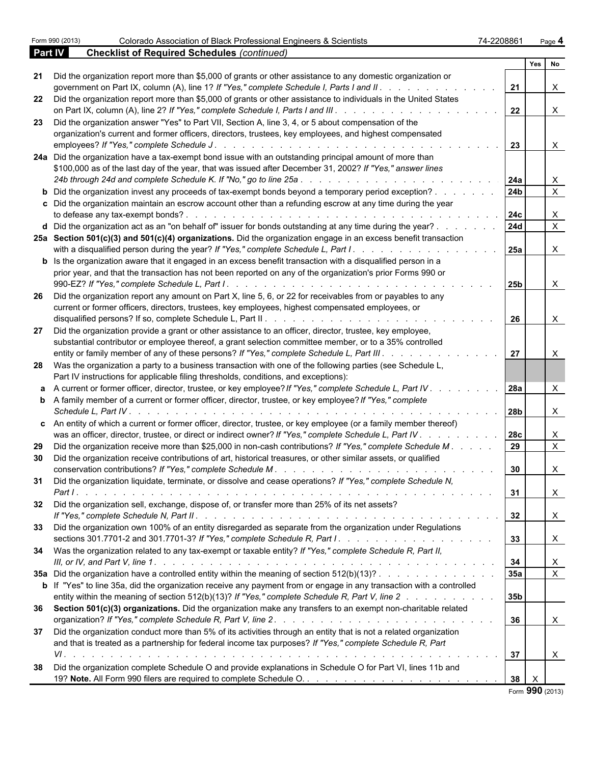Form 990 (2013) Colorado Association of Black Professional Engineers & Scientists 74-2208861 Page **4**

**Part IV Checklist of Required Schedules** *(continued)*

| | | | Yes | No |
|---|---|---|---|---|
| 21 | Did the organization report more than $5,000 of grants or other assistance to any domestic organization or government on Part IX, column (A), line 1? *If "Yes," complete Schedule I, Parts I and II* | 21 | | X |
| 22 | Did the organization report more than $5,000 of grants or other assistance to individuals in the United States on Part IX, column (A), line 2? *If "Yes," complete Schedule I, Parts I and III* | 22 | | X |
| 23 | Did the organization answer "Yes" to Part VII, Section A, line 3, 4, or 5 about compensation of the organization's current and former officers, directors, trustees, key employees, and highest compensated employees? *If "Yes," complete Schedule J* | 23 | | X |
| 24a | Did the organization have a tax-exempt bond issue with an outstanding principal amount of more than $100,000 as of the last day of the year, that was issued after December 31, 2002? *If "Yes," answer lines 24b through 24d and complete Schedule K. If "No," go to line 25a* | 24a | | X |
| b | Did the organization invest any proceeds of tax-exempt bonds beyond a temporary period exception? | 24b | | X |
| c | Did the organization maintain an escrow account other than a refunding escrow at any time during the year to defease any tax-exempt bonds? | 24c | | X |
| d | Did the organization act as an "on behalf of" issuer for bonds outstanding at any time during the year? | 24d | | X |
| 25a | **Section 501(c)(3) and 501(c)(4) organizations.** Did the organization engage in an excess benefit transaction with a disqualified person during the year? *If "Yes," complete Schedule L, Part I* | 25a | | X |
| b | Is the organization aware that it engaged in an excess benefit transaction with a disqualified person in a prior year, and that the transaction has not been reported on any of the organization's prior Forms 990 or 990-EZ? *If "Yes," complete Schedule L, Part I* | 25b | | X |
| 26 | Did the organization report any amount on Part X, line 5, 6, or 22 for receivables from or payables to any current or former officers, directors, trustees, key employees, highest compensated employees, or disqualified persons? If so, complete Schedule L, Part II | 26 | | X |
| 27 | Did the organization provide a grant or other assistance to an officer, director, trustee, key employee, substantial contributor or employee thereof, a grant selection committee member, or to a 35% controlled entity or family member of any of these persons? *If "Yes," complete Schedule L, Part III* | 27 | | X |
| 28 | Was the organization a party to a business transaction with one of the following parties (see Schedule L, Part IV instructions for applicable filing thresholds, conditions, and exceptions): | | | |
| a | A current or former officer, director, trustee, or key employee? *If "Yes," complete Schedule L, Part IV* | 28a | | X |
| b | A family member of a current or former officer, director, trustee, or key employee? *If "Yes," complete Schedule L, Part IV* | 28b | | X |
| c | An entity of which a current or former officer, director, trustee, or key employee (or a family member thereof) was an officer, director, trustee, or direct or indirect owner? *If "Yes," complete Schedule L, Part IV* | 28c | | X |
| 29 | Did the organization receive more than $25,000 in non-cash contributions? *If "Yes," complete Schedule M* | 29 | | X |
| 30 | Did the organization receive contributions of art, historical treasures, or other similar assets, or qualified conservation contributions? *If "Yes," complete Schedule M* | 30 | | X |
| 31 | Did the organization liquidate, terminate, or dissolve and cease operations? *If "Yes," complete Schedule N, Part I* | 31 | | X |
| 32 | Did the organization sell, exchange, dispose of, or transfer more than 25% of its net assets? *If "Yes," complete Schedule N, Part II* | 32 | | X |
| 33 | Did the organization own 100% of an entity disregarded as separate from the organization under Regulations sections 301.7701-2 and 301.7701-3? *If "Yes," complete Schedule R, Part I* | 33 | | X |
| 34 | Was the organization related to any tax-exempt or taxable entity? *If "Yes," complete Schedule R, Part II, III, or IV, and Part V, line 1* | 34 | | X |
| 35a | Did the organization have a controlled entity within the meaning of section 512(b)(13)? | 35a | | X |
| b | If "Yes" to line 35a, did the organization receive any payment from or engage in any transaction with a controlled entity within the meaning of section 512(b)(13)? *If "Yes," complete Schedule R, Part V, line 2* | 35b | | |
| 36 | **Section 501(c)(3) organizations.** Did the organization make any transfers to an exempt non-charitable related organization? *If "Yes," complete Schedule R, Part V, line 2* | 36 | | X |
| 37 | Did the organization conduct more than 5% of its activities through an entity that is not a related organization and that is treated as a partnership for federal income tax purposes? *If "Yes," complete Schedule R, Part VI* | 37 | | X |
| 38 | Did the organization complete Schedule O and provide explanations in Schedule O for Part VI, lines 11b and 19? **Note.** All Form 990 filers are required to complete Schedule O. | 38 | X | |

Form **990** (2013)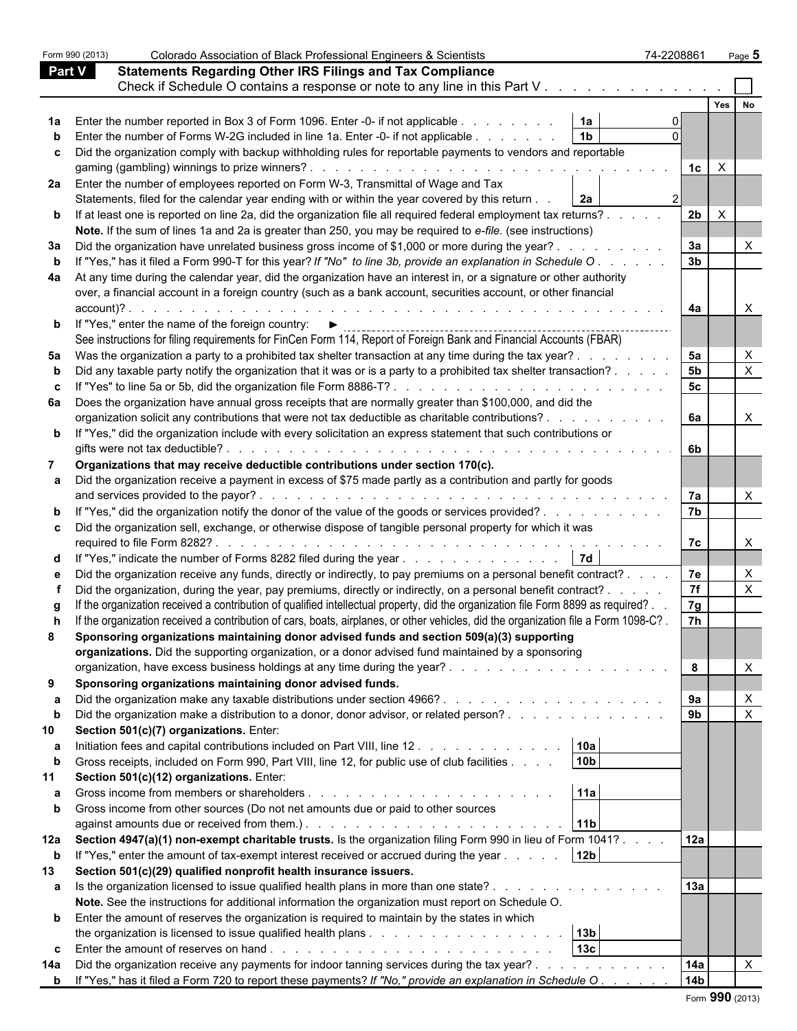Form 990 (2013) Colorado Association of Black Professional Engineers & Scientists 74-2208861 Page 5

## Part V Statements Regarding Other IRS Filings and Tax Compliance

Check if Schedule O contains a response or note to any line in this Part V . . . . . . . . . . . . . . ☐

| Line | Description | | Amount | Line | Yes | No |
|---|---|---|---|---|---|---|
| 1a | Enter the number reported in Box 3 of Form 1096. Enter -0- if not applicable . . . . . . . . | 1a | 0 | | | |
| b | Enter the number of Forms W-2G included in line 1a. Enter -0- if not applicable . . . . . . . | 1b | 0 | | | |
| c | Did the organization comply with backup withholding rules for reportable payments to vendors and reportable gaming (gambling) winnings to prize winners? . . . . . . . . . . . . . . . . . . . . | | | 1c | X | |
| 2a | Enter the number of employees reported on Form W-3, Transmittal of Wage and Tax Statements, filed for the calendar year ending with or within the year covered by this return . . | 2a | 2 | | | |
| b | If at least one is reported on line 2a, did the organization file all required federal employment tax returns? . . . . . | | | 2b | X | |
| | **Note.** If the sum of lines 1a and 2a is greater than 250, you may be required to *e-file.* (see instructions) | | | | | |
| 3a | Did the organization have unrelated business gross income of $1,000 or more during the year? . . . . . . . . . | | | 3a | | X |
| b | If "Yes," has it filed a Form 990-T for this year? *If "No" to line 3b, provide an explanation in Schedule O* . . . . . . | | | 3b | | |
| 4a | At any time during the calendar year, did the organization have an interest in, or a signature or other authority over, a financial account in a foreign country (such as a bank account, securities account, or other financial account)? . . . . . . . . . . . . . . . . . . . . . . . . . . . . . . | | | 4a | | X |
| b | If "Yes," enter the name of the foreign country: ► | | | | | |
| | See instructions for filing requirements for FinCen Form 114, Report of Foreign Bank and Financial Accounts (FBAR) | | | | | |
| 5a | Was the organization a party to a prohibited tax shelter transaction at any time during the tax year? . . . . . . . . | | | 5a | | X |
| b | Did any taxable party notify the organization that it was or is a party to a prohibited tax shelter transaction? . . . . . | | | 5b | | X |
| c | If "Yes" to line 5a or 5b, did the organization file Form 8886-T? . . . . . . . . . . . . . . . . . . . . . | | | 5c | | |
| 6a | Does the organization have annual gross receipts that are normally greater than $100,000, and did the organization solicit any contributions that were not tax deductible as charitable contributions? . . . . . . . . . . | | | 6a | | X |
| b | If "Yes," did the organization include with every solicitation an express statement that such contributions or gifts were not tax deductible? . . . . . . . . . . . . . . . . . . . . . . . . . . . . . . | | | 6b | | |
| 7 | **Organizations that may receive deductible contributions under section 170(c).** | | | | | |
| a | Did the organization receive a payment in excess of $75 made partly as a contribution and partly for goods and services provided to the payor? . . . . . . . . . . . . . . . . . . . . . . . . . . | | | 7a | | X |
| b | If "Yes," did the organization notify the donor of the value of the goods or services provided? . . . . . . . . . . | | | 7b | | |
| c | Did the organization sell, exchange, or otherwise dispose of tangible personal property for which it was required to file Form 8282? . . . . . . . . . . . . . . . . . . . . . . . . . . . . . . . . | | | 7c | | X |
| d | If "Yes," indicate the number of Forms 8282 filed during the year . . . . . . . . . . . . . . | 7d | | | | |
| e | Did the organization receive any funds, directly or indirectly, to pay premiums on a personal benefit contract? . . . . | | | 7e | | X |
| f | Did the organization, during the year, pay premiums, directly or indirectly, on a personal benefit contract? . . . . . . | | | 7f | | X |
| g | If the organization received a contribution of qualified intellectual property, did the organization file Form 8899 as required? . . | | | 7g | | |
| h | If the organization received a contribution of cars, boats, airplanes, or other vehicles, did the organization file a Form 1098-C? . | | | 7h | | |
| 8 | **Sponsoring organizations maintaining donor advised funds and section 509(a)(3) supporting organizations.** Did the supporting organization, or a donor advised fund maintained by a sponsoring organization, have excess business holdings at any time during the year? . . . . . . . . . . . . . . . . . . | | | 8 | | X |
| 9 | **Sponsoring organizations maintaining donor advised funds.** | | | | | |
| a | Did the organization make any taxable distributions under section 4966? . . . . . . . . . . . . . . . . . . | | | 9a | | X |
| b | Did the organization make a distribution to a donor, donor advisor, or related person? . . . . . . . . . . . . . | | | 9b | | X |
| 10 | **Section 501(c)(7) organizations.** Enter: | | | | | |
| a | Initiation fees and capital contributions included on Part VIII, line 12 . . . . . . . . . . . . . | 10a | | | | |
| b | Gross receipts, included on Form 990, Part VIII, line 12, for public use of club facilities . . . . | 10b | | | | |
| 11 | **Section 501(c)(12) organizations.** Enter: | | | | | |
| a | Gross income from members or shareholders . . . . . . . . . . . . . . . . . . . . . | 11a | | | | |
| b | Gross income from other sources (Do not net amounts due or paid to other sources against amounts due or received from them.) . . . . . . . . . . . . . . . . . . . . . . . | 11b | | | | |
| 12a | **Section 4947(a)(1) non-exempt charitable trusts.** Is the organization filing Form 990 in lieu of Form 1041? . . . . | | | 12a | | |
| b | If "Yes," enter the amount of tax-exempt interest received or accrued during the year . . . . . | 12b | | | | |
| 13 | **Section 501(c)(29) qualified nonprofit health insurance issuers.** | | | | | |
| a | Is the organization licensed to issue qualified health plans in more than one state? . . . . . . . . . . . . . . . | | | 13a | | |
| | **Note.** See the instructions for additional information the organization must report on Schedule O. | | | | | |
| b | Enter the amount of reserves the organization is required to maintain by the states in which the organization is licensed to issue qualified health plans . . . . . . . . . . . . . . . . . | 13b | | | | |
| c | Enter the amount of reserves on hand . . . . . . . . . . . . . . . . . . . . . . . . | 13c | | | | |
| 14a | Did the organization receive any payments for indoor tanning services during the tax year? . . . . . . . . . . . | | | 14a | | X |
| b | If "Yes," has it filed a Form 720 to report these payments? *If "No," provide an explanation in Schedule O* . . . . . . | | | 14b | | |

Form **990** (2013)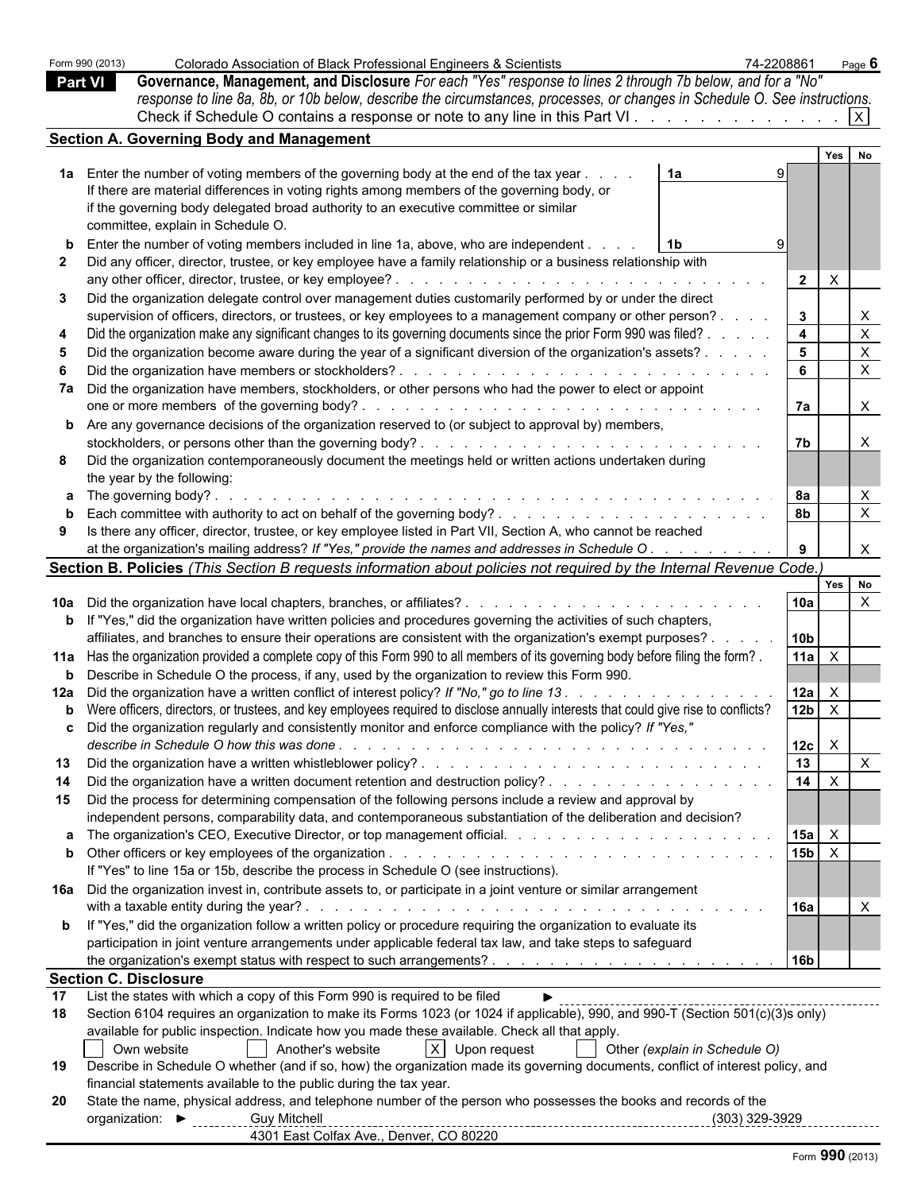Form 990 (2013) Colorado Association of Black Professional Engineers & Scientists 74-2208861 Page 6

## Part VI Governance, Management, and Disclosure

*For each "Yes" response to lines 2 through 7b below, and for a "No" response to line 8a, 8b, or 10b below, describe the circumstances, processes, or changes in Schedule O. See instructions.*

Check if Schedule O contains a response or note to any line in this Part VI . . . . . . . . . . . . . [X]

### Section A. Governing Body and Management

| | | | | Yes | No |
|---|---|---|---|---|---|
| **1a** | Enter the number of voting members of the governing body at the end of the tax year . . . . If there are material differences in voting rights among members of the governing body, or if the governing body delegated broad authority to an executive committee or similar committee, explain in Schedule O. | 1a | 9 | | |
| **b** | Enter the number of voting members included in line 1a, above, who are independent . . . . | 1b | 9 | | |
| **2** | Did any officer, director, trustee, or key employee have a family relationship or a business relationship with any other officer, director, trustee, or key employee? . . . . . . . . . . | 2 | | X | |
| **3** | Did the organization delegate control over management duties customarily performed by or under the direct supervision of officers, directors, or trustees, or key employees to a management company or other person? . . . . | 3 | | | X |
| **4** | Did the organization make any significant changes to its governing documents since the prior Form 990 was filed? . . . . . | 4 | | | X |
| **5** | Did the organization become aware during the year of a significant diversion of the organization's assets? . . . . . | 5 | | | X |
| **6** | Did the organization have members or stockholders? . . . . . . . . . . | 6 | | | X |
| **7a** | Did the organization have members, stockholders, or other persons who had the power to elect or appoint one or more members of the governing body? . . . . . . . . . . | 7a | | | X |
| **b** | Are any governance decisions of the organization reserved to (or subject to approval by) members, stockholders, or persons other than the governing body? . . . . . . . . . . | 7b | | | X |
| **8** | Did the organization contemporaneously document the meetings held or written actions undertaken during the year by the following: | | | | |
| **a** | The governing body? . . . . . . . . . . | 8a | | | X |
| **b** | Each committee with authority to act on behalf of the governing body? . . . . . . . . . . | 8b | | | X |
| **9** | Is there any officer, director, trustee, or key employee listed in Part VII, Section A, who cannot be reached at the organization's mailing address? *If "Yes," provide the names and addresses in Schedule O* . . . . . . . . . | 9 | | | X |

### Section B. Policies *(This Section B requests information about policies not required by the Internal Revenue Code.)*

| | | | Yes | No |
|---|---|---|---|---|
| **10a** | Did the organization have local chapters, branches, or affiliates? . . . . . . . . . . | 10a | | X |
| **b** | If "Yes," did the organization have written policies and procedures governing the activities of such chapters, affiliates, and branches to ensure their operations are consistent with the organization's exempt purposes? . . . . . | 10b | | |
| **11a** | Has the organization provided a complete copy of this Form 990 to all members of its governing body before filing the form? . | 11a | X | |
| **b** | Describe in Schedule O the process, if any, used by the organization to review this Form 990. | | | |
| **12a** | Did the organization have a written conflict of interest policy? *If "No," go to line 13* . . . . . . . . . . | 12a | X | |
| **b** | Were officers, directors, or trustees, and key employees required to disclose annually interests that could give rise to conflicts? | 12b | X | |
| **c** | Did the organization regularly and consistently monitor and enforce compliance with the policy? *If "Yes," describe in Schedule O how this was done* . . . . . . . . . . | 12c | X | |
| **13** | Did the organization have a written whistleblower policy? . . . . . . . . . . | 13 | | X |
| **14** | Did the organization have a written document retention and destruction policy? . . . . . . . . . . | 14 | X | |
| **15** | Did the process for determining compensation of the following persons include a review and approval by independent persons, comparability data, and contemporaneous substantiation of the deliberation and decision? | | | |
| **a** | The organization's CEO, Executive Director, or top management official. . . . . . . . . . | 15a | X | |
| **b** | Other officers or key employees of the organization . . . . . . . . . . If "Yes" to line 15a or 15b, describe the process in Schedule O (see instructions). | 15b | X | |
| **16a** | Did the organization invest in, contribute assets to, or participate in a joint venture or similar arrangement with a taxable entity during the year? . . . . . . . . . . | 16a | | X |
| **b** | If "Yes," did the organization follow a written policy or procedure requiring the organization to evaluate its participation in joint venture arrangements under applicable federal tax law, and take steps to safeguard the organization's exempt status with respect to such arrangements? . . . . . . . . . . | 16b | | |

### Section C. Disclosure

**17** List the states with which a copy of this Form 990 is required to be filed ►

**18** Section 6104 requires an organization to make its Forms 1023 (or 1024 if applicable), 990, and 990-T (Section 501(c)(3)s only) available for public inspection. Indicate how you made these available. Check all that apply.

[ ] Own website [ ] Another's website [X] Upon request [ ] Other *(explain in Schedule O)*

**19** Describe in Schedule O whether (and if so, how) the organization made its governing documents, conflict of interest policy, and financial statements available to the public during the tax year.

**20** State the name, physical address, and telephone number of the person who possesses the books and records of the organization: ► Guy Mitchell (303) 329-3929
4301 East Colfax Ave., Denver, CO 80220

Form **990** (2013)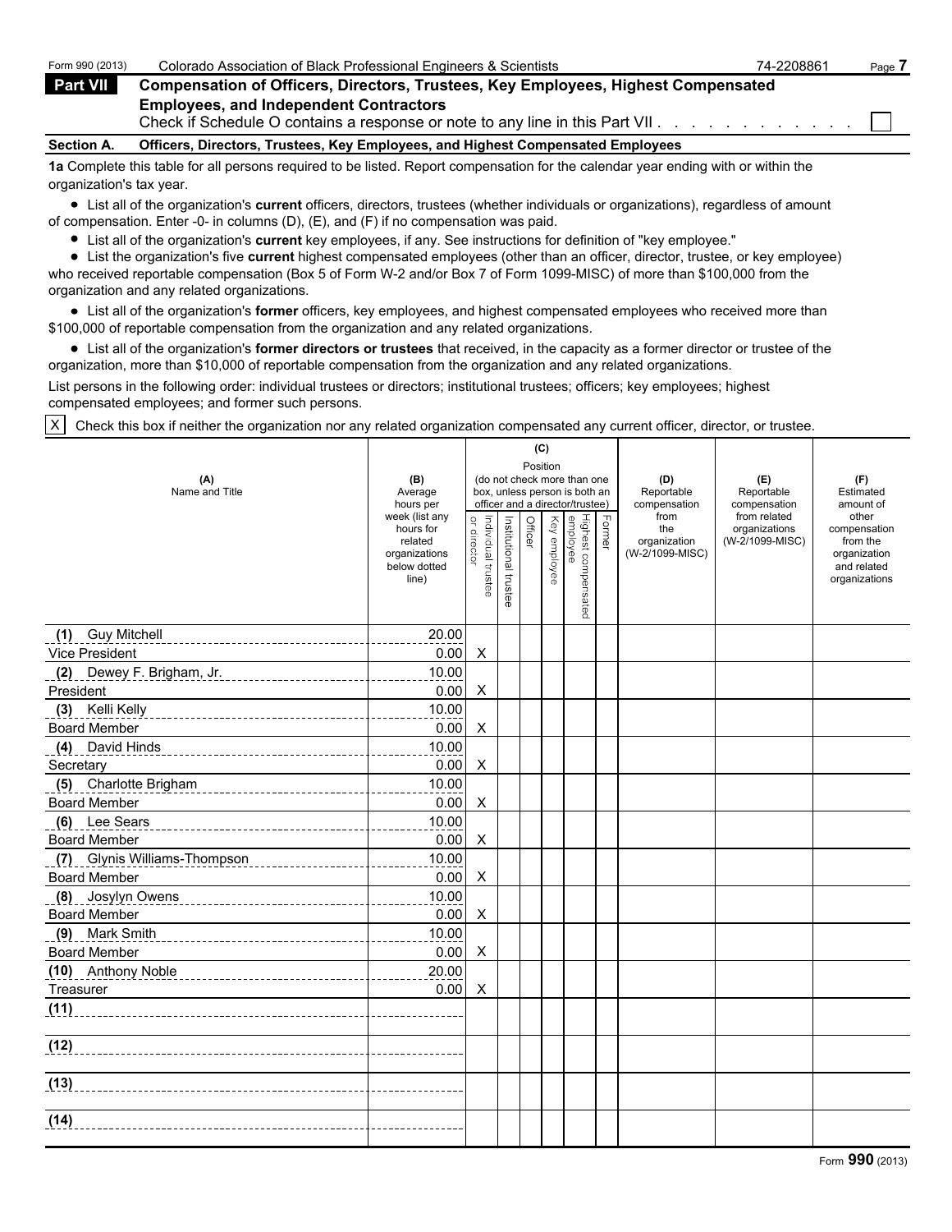Form 990 (2013) Colorado Association of Black Professional Engineers & Scientists 74-2208861

## Part VII Compensation of Officers, Directors, Trustees, Key Employees, Highest Compensated Employees, and Independent Contractors

Check if Schedule O contains a response or note to any line in this Part VII . . . . . . . . . . . . ☐

### Section A. Officers, Directors, Trustees, Key Employees, and Highest Compensated Employees

**1a** Complete this table for all persons required to be listed. Report compensation for the calendar year ending with or within the organization's tax year.

- List all of the organization's **current** officers, directors, trustees (whether individuals or organizations), regardless of amount of compensation. Enter -0- in columns (D), (E), and (F) if no compensation was paid.
- List all of the organization's **current** key employees, if any. See instructions for definition of "key employee."
- List the organization's five **current** highest compensated employees (other than an officer, director, trustee, or key employee) who received reportable compensation (Box 5 of Form W-2 and/or Box 7 of Form 1099-MISC) of more than $100,000 from the organization and any related organizations.
- List all of the organization's **former** officers, key employees, and highest compensated employees who received more than $100,000 of reportable compensation from the organization and any related organizations.
- List all of the organization's **former directors or trustees** that received, in the capacity as a former director or trustee of the organization, more than $10,000 of reportable compensation from the organization and any related organizations.

List persons in the following order: individual trustees or directors; institutional trustees; officers; key employees; highest compensated employees; and former such persons.

☒ Check this box if neither the organization nor any related organization compensated any current officer, director, or trustee.

| (A) Name and Title | (B) Average hours per week (list any hours for related organizations below dotted line) | (C) Position: Individual trustee or director | Institutional trustee | Officer | Key employee | Highest compensated employee | Former | (D) Reportable compensation from the organization (W-2/1099-MISC) | (E) Reportable compensation from related organizations (W-2/1099-MISC) | (F) Estimated amount of other compensation from the organization and related organizations |
|---|---|---|---|---|---|---|---|---|---|---|
| (1) Guy Mitchell<br>Vice President | 20.00<br>0.00 | X | | | | | | | | |
| (2) Dewey F. Brigham, Jr.<br>President | 10.00<br>0.00 | X | | | | | | | | |
| (3) Kelli Kelly<br>Board Member | 10.00<br>0.00 | X | | | | | | | | |
| (4) David Hinds<br>Secretary | 10.00<br>0.00 | X | | | | | | | | |
| (5) Charlotte Brigham<br>Board Member | 10.00<br>0.00 | X | | | | | | | | |
| (6) Lee Sears<br>Board Member | 10.00<br>0.00 | X | | | | | | | | |
| (7) Glynis Williams-Thompson<br>Board Member | 10.00<br>0.00 | X | | | | | | | | |
| (8) Josylyn Owens<br>Board Member | 10.00<br>0.00 | X | | | | | | | | |
| (9) Mark Smith<br>Board Member | 10.00<br>0.00 | X | | | | | | | | |
| (10) Anthony Noble<br>Treasurer | 20.00<br>0.00 | X | | | | | | | | |
| (11) | | | | | | | | | | |
| (12) | | | | | | | | | | |
| (13) | | | | | | | | | | |
| (14) | | | | | | | | | | |

Form **990** (2013)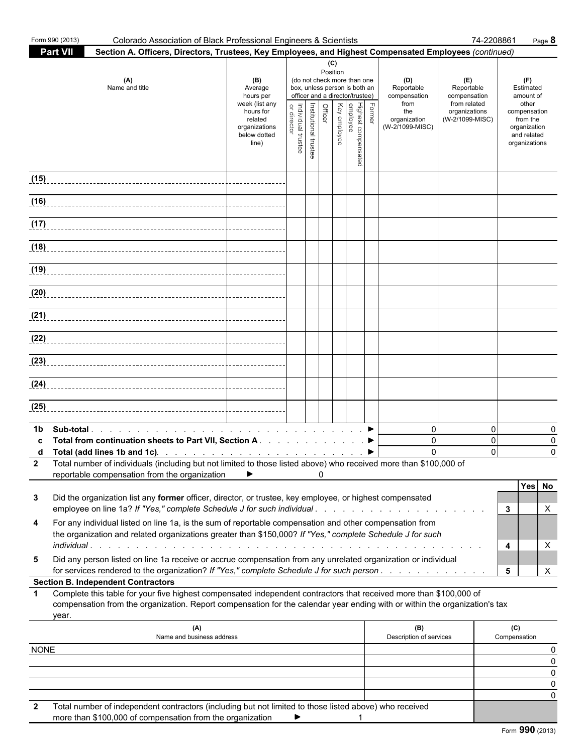Form 990 (2013) Colorado Association of Black Professional Engineers & Scientists 74-2208861

## Part VII Section A. Officers, Directors, Trustees, Key Employees, and Highest Compensated Employees *(continued)*

| (A) Name and title | (B) Average hours per week (list any hours for related organizations below dotted line) | (C) Position (do not check more than one box, unless person is both an officer and a director/trustee): Individual trustee or director | Institutional trustee | Officer | Key employee | Highest compensated employee | Former | (D) Reportable compensation from the organization (W-2/1099-MISC) | (E) Reportable compensation from related organizations (W-2/1099-MISC) | (F) Estimated amount of other compensation from the organization and related organizations |
|---|---|---|---|---|---|---|---|---|---|---|
| (15) | | | | | | | | | | |
| (16) | | | | | | | | | | |
| (17) | | | | | | | | | | |
| (18) | | | | | | | | | | |
| (19) | | | | | | | | | | |
| (20) | | | | | | | | | | |
| (21) | | | | | | | | | | |
| (22) | | | | | | | | | | |
| (23) | | | | | | | | | | |
| (24) | | | | | | | | | | |
| (25) | | | | | | | | | | |

| | | (D) | (E) | (F) |
|---|---|---|---|---|
| 1b | Sub-total ► | 0 | 0 | 0 |
| c | Total from continuation sheets to Part VII, Section A ► | 0 | 0 | 0 |
| d | Total (add lines 1b and 1c) ► | 0 | 0 | 0 |

**2** Total number of individuals (including but not limited to those listed above) who received more than $100,000 of reportable compensation from the organization ► 0

| | | | Yes | No |
|---|---|---|---|---|
| 3 | Did the organization list any **former** officer, director, or trustee, key employee, or highest compensated employee on line 1a? *If "Yes," complete Schedule J for such individual* | 3 | | X |
| 4 | For any individual listed on line 1a, is the sum of reportable compensation and other compensation from the organization and related organizations greater than $150,000? *If "Yes," complete Schedule J for such individual* | 4 | | X |
| 5 | Did any person listed on line 1a receive or accrue compensation from any unrelated organization or individual for services rendered to the organization? *If "Yes," complete Schedule J for such person* | 5 | | X |

### Section B. Independent Contractors

**1** Complete this table for your five highest compensated independent contractors that received more than $100,000 of compensation from the organization. Report compensation for the calendar year ending with or within the organization's tax year.

| (A) Name and business address | (B) Description of services | (C) Compensation |
|---|---|---|
| NONE | | 0 |
| | | 0 |
| | | 0 |
| | | 0 |
| | | 0 |

**2** Total number of independent contractors (including but not limited to those listed above) who received more than $100,000 of compensation from the organization ► 1

Form **990** (2013)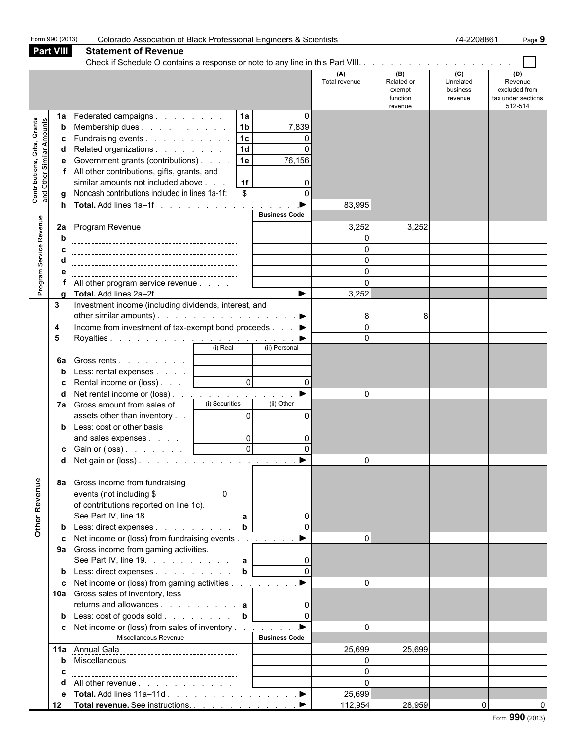Form 990 (2013) Colorado Association of Black Professional Engineers & Scientists 74-2208861

## Part VIII Statement of Revenue

Check if Schedule O contains a response or note to any line in this Part VIII. . . . . . . . . . . . . . . . . . . ☐

| | | | | (A) Total revenue | (B) Related or exempt function revenue | (C) Unrelated business revenue | (D) Revenue excluded from tax under sections 512-514 |
|---|---|---|---|---|---|---|---|
| **Contributions, Gifts, Grants and Other Similar Amounts** | 1a Federated campaigns | 1a | 0 | | | | |
| | b Membership dues | 1b | 7,839 | | | | |
| | c Fundraising events | 1c | 0 | | | | |
| | d Related organizations | 1d | 0 | | | | |
| | e Government grants (contributions) | 1e | 76,156 | | | | |
| | f All other contributions, gifts, grants, and similar amounts not included above | 1f | 0 | | | | |
| | g Noncash contributions included in lines 1a-1f: $ | | 0 | | | | |
| | h **Total.** Add lines 1a–1f ▶ | | | 83,995 | | | |
| **Program Service Revenue** | | | Business Code | | | | |
| | 2a Program Revenue | | | 3,252 | 3,252 | | |
| | b | | | 0 | | | |
| | c | | | 0 | | | |
| | d | | | 0 | | | |
| | e | | | 0 | | | |
| | f All other program service revenue | | | 0 | | | |
| | g **Total.** Add lines 2a–2f ▶ | | | 3,252 | | | |
| | 3 Investment income (including dividends, interest, and other similar amounts) ▶ | | | 8 | 8 | | |
| | 4 Income from investment of tax-exempt bond proceeds ▶ | | | 0 | | | |
| | 5 Royalties ▶ | | | 0 | | | |
| | | (i) Real | (ii) Personal | | | | |
| | 6a Gross rents | | | | | | |
| | b Less: rental expenses | | | | | | |
| | c Rental income or (loss) | 0 | 0 | | | | |
| | d Net rental income or (loss) ▶ | | | 0 | | | |
| | 7a Gross amount from sales of assets other than inventory | (i) Securities 0 | (ii) Other 0 | | | | |
| | b Less: cost or other basis and sales expenses | 0 | 0 | | | | |
| | c Gain or (loss) | 0 | 0 | | | | |
| | d Net gain or (loss) ▶ | | | 0 | | | |
| **Other Revenue** | 8a Gross income from fundraising events (not including $ 0 of contributions reported on line 1c). See Part IV, line 18 | a | 0 | | | | |
| | b Less: direct expenses | b | 0 | | | | |
| | c Net income or (loss) from fundraising events ▶ | | | 0 | | | |
| | 9a Gross income from gaming activities. See Part IV, line 19. | a | 0 | | | | |
| | b Less: direct expenses | b | 0 | | | | |
| | c Net income or (loss) from gaming activities ▶ | | | 0 | | | |
| | 10a Gross sales of inventory, less returns and allowances | a | 0 | | | | |
| | b Less: cost of goods sold | b | 0 | | | | |
| | c Net income or (loss) from sales of inventory ▶ | | | 0 | | | |
| | Miscellaneous Revenue | | Business Code | | | | |
| | 11a Annual Gala | | | 25,699 | 25,699 | | |
| | b Miscellaneous | | | 0 | | | |
| | c | | | 0 | | | |
| | d All other revenue | | | 0 | | | |
| | e **Total.** Add lines 11a–11d ▶ | | | 25,699 | | | |
| | 12 **Total revenue.** See instructions. ▶ | | | 112,954 | 28,959 | 0 | 0 |

Form **990** (2013)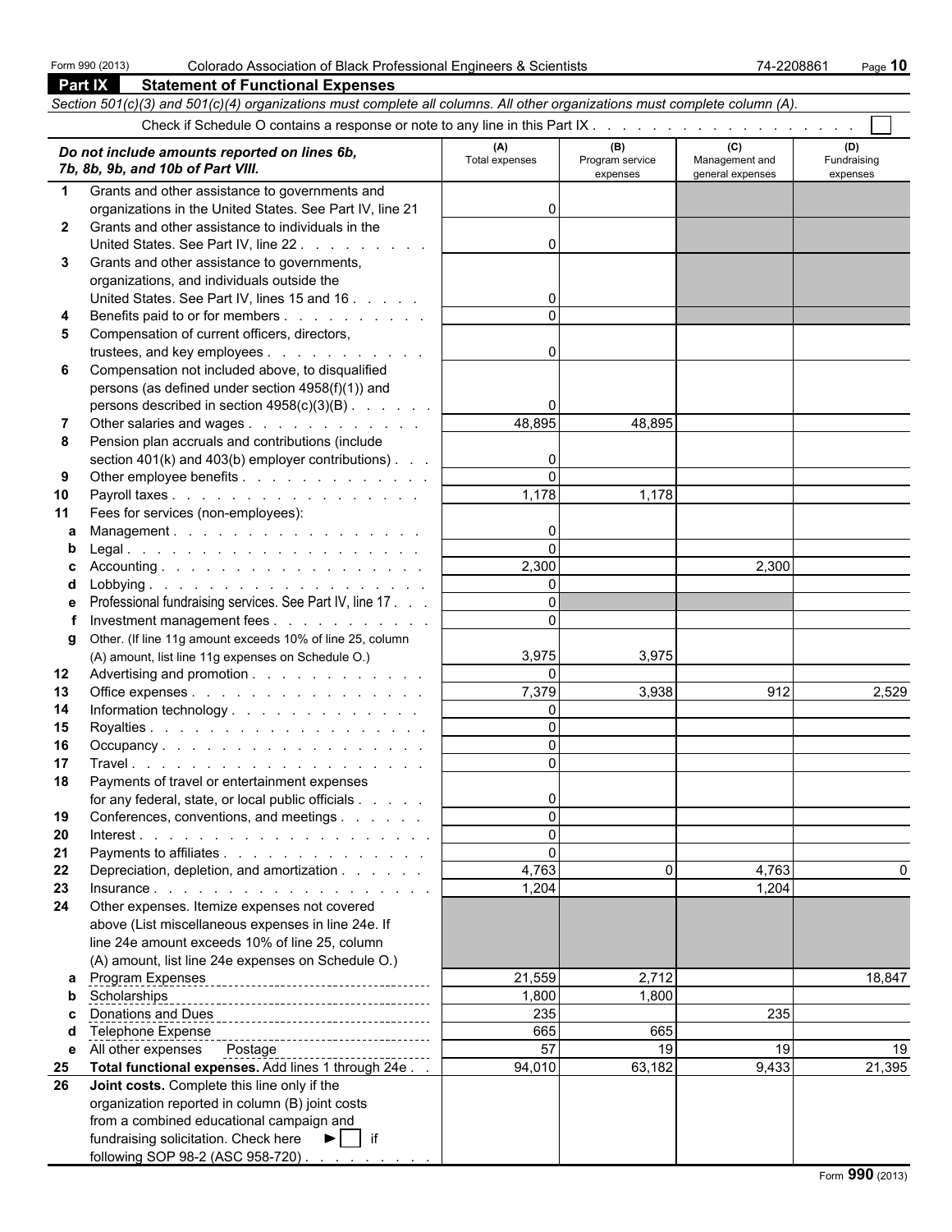Form 990 (2013) Colorado Association of Black Professional Engineers & Scientists 74-2208861

## Part IX Statement of Functional Expenses

*Section 501(c)(3) and 501(c)(4) organizations must complete all columns. All other organizations must complete column (A).*

Check if Schedule O contains a response or note to any line in this Part IX . . . . . . . . . . . . . . . . . . . ☐

| | *Do not include amounts reported on lines 6b, 7b, 8b, 9b, and 10b of Part VIII.* | (A) Total expenses | (B) Program service expenses | (C) Management and general expenses | (D) Fundraising expenses |
|---|---|---|---|---|---|
| 1 | Grants and other assistance to governments and organizations in the United States. See Part IV, line 21 | 0 | | | |
| 2 | Grants and other assistance to individuals in the United States. See Part IV, line 22 | 0 | | | |
| 3 | Grants and other assistance to governments, organizations, and individuals outside the United States. See Part IV, lines 15 and 16 | 0 | | | |
| 4 | Benefits paid to or for members | 0 | | | |
| 5 | Compensation of current officers, directors, trustees, and key employees | 0 | | | |
| 6 | Compensation not included above, to disqualified persons (as defined under section 4958(f)(1)) and persons described in section 4958(c)(3)(B) | 0 | | | |
| 7 | Other salaries and wages | 48,895 | 48,895 | | |
| 8 | Pension plan accruals and contributions (include section 401(k) and 403(b) employer contributions) | 0 | | | |
| 9 | Other employee benefits | 0 | | | |
| 10 | Payroll taxes | 1,178 | 1,178 | | |
| 11 | Fees for services (non-employees): | | | | |
| a | Management | 0 | | | |
| b | Legal | 0 | | | |
| c | Accounting | 2,300 | | 2,300 | |
| d | Lobbying | 0 | | | |
| e | Professional fundraising services. See Part IV, line 17 | 0 | | | |
| f | Investment management fees | 0 | | | |
| g | Other. (If line 11g amount exceeds 10% of line 25, column (A) amount, list line 11g expenses on Schedule O.) | 3,975 | 3,975 | | |
| 12 | Advertising and promotion | 0 | | | |
| 13 | Office expenses | 7,379 | 3,938 | 912 | 2,529 |
| 14 | Information technology | 0 | | | |
| 15 | Royalties | 0 | | | |
| 16 | Occupancy | 0 | | | |
| 17 | Travel | 0 | | | |
| 18 | Payments of travel or entertainment expenses for any federal, state, or local public officials | 0 | | | |
| 19 | Conferences, conventions, and meetings | 0 | | | |
| 20 | Interest | 0 | | | |
| 21 | Payments to affiliates | 0 | | | |
| 22 | Depreciation, depletion, and amortization | 4,763 | 0 | 4,763 | 0 |
| 23 | Insurance | 1,204 | | 1,204 | |
| 24 | Other expenses. Itemize expenses not covered above (List miscellaneous expenses in line 24e. If line 24e amount exceeds 10% of line 25, column (A) amount, list line 24e expenses on Schedule O.) | | | | |
| a | Program Expenses | 21,559 | 2,712 | | 18,847 |
| b | Scholarships | 1,800 | 1,800 | | |
| c | Donations and Dues | 235 | | 235 | |
| d | Telephone Expense | 665 | 665 | | |
| e | All other expenses Postage | 57 | 19 | 19 | 19 |
| 25 | **Total functional expenses.** Add lines 1 through 24e | 94,010 | 63,182 | 9,433 | 21,395 |
| 26 | **Joint costs.** Complete this line only if the organization reported in column (B) joint costs from a combined educational campaign and fundraising solicitation. Check here ► ☐ if following SOP 98-2 (ASC 958-720) | | | | |

Form **990** (2013)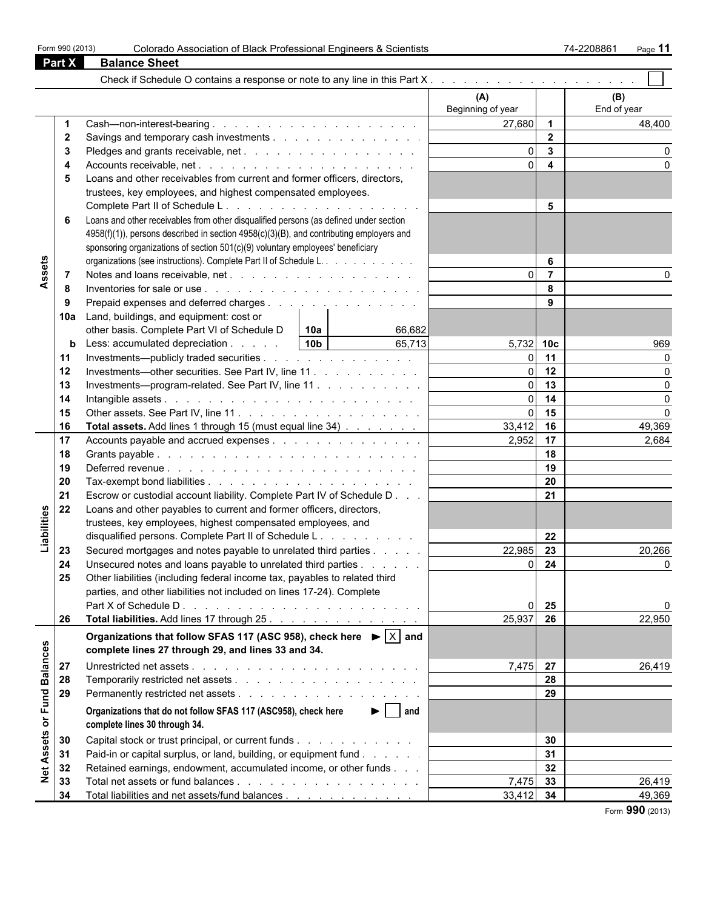Form 990 (2013) Colorado Association of Black Professional Engineers & Scientists 74-2208861

## Part X Balance Sheet

Check if Schedule O contains a response or note to any line in this Part X . . . . . . . . . . . . . . . . . . . . . ☐

| | | | (A) Beginning of year | | (B) End of year |
|---|---|---|---|---|---|
| **Assets** | 1 | Cash—non-interest-bearing | 27,680 | 1 | 48,400 |
| | 2 | Savings and temporary cash investments | | 2 | |
| | 3 | Pledges and grants receivable, net | 0 | 3 | 0 |
| | 4 | Accounts receivable, net | 0 | 4 | 0 |
| | 5 | Loans and other receivables from current and former officers, directors, trustees, key employees, and highest compensated employees. Complete Part II of Schedule L | | 5 | |
| | 6 | Loans and other receivables from other disqualified persons (as defined under section 4958(f)(1)), persons described in section 4958(c)(3)(B), and contributing employers and sponsoring organizations of section 501(c)(9) voluntary employees' beneficiary organizations (see instructions). Complete Part II of Schedule L. | | 6 | |
| | 7 | Notes and loans receivable, net | 0 | 7 | 0 |
| | 8 | Inventories for sale or use | | 8 | |
| | 9 | Prepaid expenses and deferred charges | | 9 | |
| | 10a | Land, buildings, and equipment: cost or other basis. Complete Part VI of Schedule D — 10a: 66,682 | | | |
| | b | Less: accumulated depreciation — 10b: 65,713 | 5,732 | 10c | 969 |
| | 11 | Investments—publicly traded securities | 0 | 11 | 0 |
| | 12 | Investments—other securities. See Part IV, line 11 | 0 | 12 | 0 |
| | 13 | Investments—program-related. See Part IV, line 11 | 0 | 13 | 0 |
| | 14 | Intangible assets | 0 | 14 | 0 |
| | 15 | Other assets. See Part IV, line 11 | 0 | 15 | 0 |
| | 16 | **Total assets.** Add lines 1 through 15 (must equal line 34) | 33,412 | 16 | 49,369 |
| **Liabilities** | 17 | Accounts payable and accrued expenses | 2,952 | 17 | 2,684 |
| | 18 | Grants payable | | 18 | |
| | 19 | Deferred revenue | | 19 | |
| | 20 | Tax-exempt bond liabilities | | 20 | |
| | 21 | Escrow or custodial account liability. Complete Part IV of Schedule D | | 21 | |
| | 22 | Loans and other payables to current and former officers, directors, trustees, key employees, highest compensated employees, and disqualified persons. Complete Part II of Schedule L | | 22 | |
| | 23 | Secured mortgages and notes payable to unrelated third parties | 22,985 | 23 | 20,266 |
| | 24 | Unsecured notes and loans payable to unrelated third parties | 0 | 24 | 0 |
| | 25 | Other liabilities (including federal income tax, payables to related third parties, and other liabilities not included on lines 17-24). Complete Part X of Schedule D | 0 | 25 | 0 |
| | 26 | **Total liabilities.** Add lines 17 through 25 | 25,937 | 26 | 22,950 |
| **Net Assets or Fund Balances** | | **Organizations that follow SFAS 117 (ASC 958), check here ► ☒ and complete lines 27 through 29, and lines 33 and 34.** | | | |
| | 27 | Unrestricted net assets | 7,475 | 27 | 26,419 |
| | 28 | Temporarily restricted net assets | | 28 | |
| | 29 | Permanently restricted net assets | | 29 | |
| | | **Organizations that do not follow SFAS 117 (ASC958), check here ► ☐ and complete lines 30 through 34.** | | | |
| | 30 | Capital stock or trust principal, or current funds | | 30 | |
| | 31 | Paid-in or capital surplus, or land, building, or equipment fund | | 31 | |
| | 32 | Retained earnings, endowment, accumulated income, or other funds | | 32 | |
| | 33 | Total net assets or fund balances | 7,475 | 33 | 26,419 |
| | 34 | Total liabilities and net assets/fund balances | 33,412 | 34 | 49,369 |

Form **990** (2013)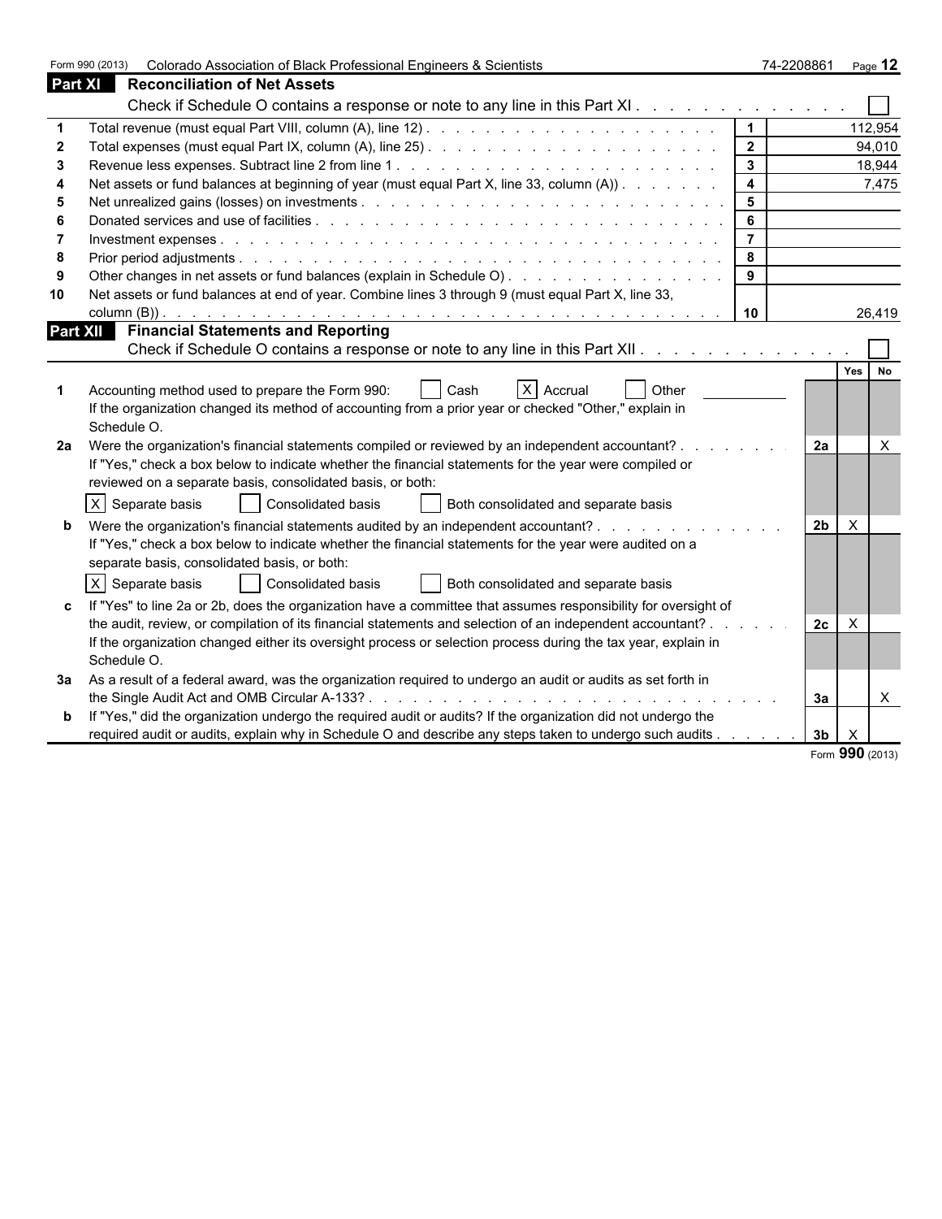Form 990 (2013) Colorado Association of Black Professional Engineers & Scientists 74-2208861

## Part XI Reconciliation of Net Assets

Check if Schedule O contains a response or note to any line in this Part XI . . . . . . . . . . . . . . ☐

| | | | |
|---|---|---|---|
| 1 | Total revenue (must equal Part VIII, column (A), line 12) | 1 | 112,954 |
| 2 | Total expenses (must equal Part IX, column (A), line 25) | 2 | 94,010 |
| 3 | Revenue less expenses. Subtract line 2 from line 1 | 3 | 18,944 |
| 4 | Net assets or fund balances at beginning of year (must equal Part X, line 33, column (A)) | 4 | 7,475 |
| 5 | Net unrealized gains (losses) on investments | 5 | |
| 6 | Donated services and use of facilities | 6 | |
| 7 | Investment expenses | 7 | |
| 8 | Prior period adjustments | 8 | |
| 9 | Other changes in net assets or fund balances (explain in Schedule O) | 9 | |
| 10 | Net assets or fund balances at end of year. Combine lines 3 through 9 (must equal Part X, line 33, column (B)) | 10 | 26,419 |

## Part XII Financial Statements and Reporting

Check if Schedule O contains a response or note to any line in this Part XII . . . . . . . . . . . . . ☐

| | | | Yes | No |
|---|---|---|---|---|
| 1 | Accounting method used to prepare the Form 990: ☐ Cash ☒ Accrual ☐ Other<br>If the organization changed its method of accounting from a prior year or checked "Other," explain in Schedule O. | | | |
| 2a | Were the organization's financial statements compiled or reviewed by an independent accountant?<br>If "Yes," check a box below to indicate whether the financial statements for the year were compiled or reviewed on a separate basis, consolidated basis, or both:<br>☒ Separate basis ☐ Consolidated basis ☐ Both consolidated and separate basis | 2a | | X |
| b | Were the organization's financial statements audited by an independent accountant?<br>If "Yes," check a box below to indicate whether the financial statements for the year were audited on a separate basis, consolidated basis, or both:<br>☒ Separate basis ☐ Consolidated basis ☐ Both consolidated and separate basis | 2b | X | |
| c | If "Yes" to line 2a or 2b, does the organization have a committee that assumes responsibility for oversight of the audit, review, or compilation of its financial statements and selection of an independent accountant?<br>If the organization changed either its oversight process or selection process during the tax year, explain in Schedule O. | 2c | X | |
| 3a | As a result of a federal award, was the organization required to undergo an audit or audits as set forth in the Single Audit Act and OMB Circular A-133? | 3a | | X |
| b | If "Yes," did the organization undergo the required audit or audits? If the organization did not undergo the required audit or audits, explain why in Schedule O and describe any steps taken to undergo such audits | 3b | X | |

Form 990 (2013)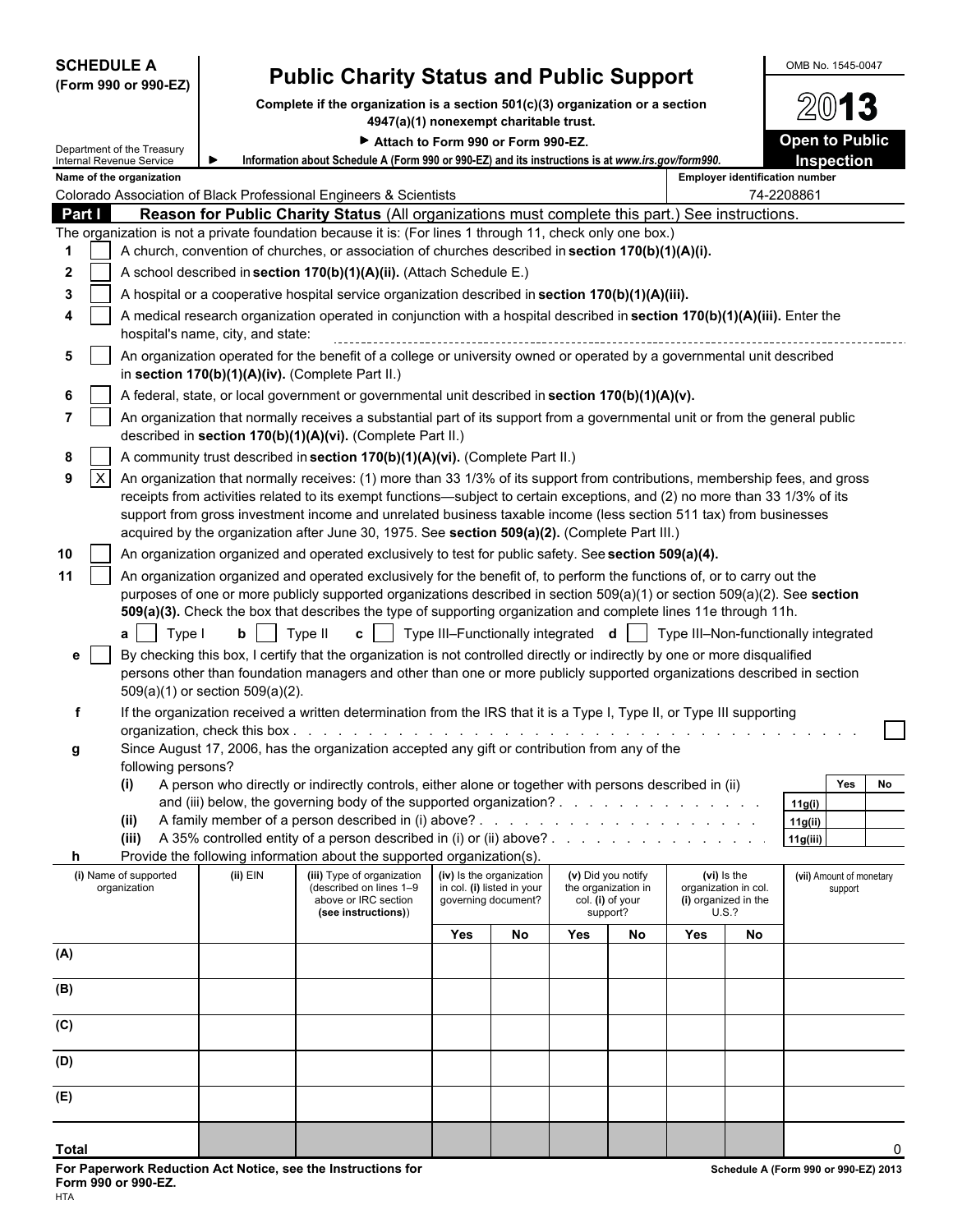**SCHEDULE A**
**(Form 990 or 990-EZ)**

Department of the Treasury
Internal Revenue Service

# Public Charity Status and Public Support

**Complete if the organization is a section 501(c)(3) organization or a section 4947(a)(1) nonexempt charitable trust.**

▶ **Attach to Form 990 or Form 990-EZ.**

▶ **Information about Schedule A (Form 990 or 990-EZ) and its instructions is at www.irs.gov/form990.**

OMB No. 1545-0047

**2013**

**Open to Public Inspection**

**Name of the organization**
Colorado Association of Black Professional Engineers & Scientists

**Employer identification number**
74-2208861

## Part I — Reason for Public Charity Status (All organizations must complete this part.) See instructions.

The organization is not a private foundation because it is: (For lines 1 through 11, check only one box.)

1. [ ] A church, convention of churches, or association of churches described in **section 170(b)(1)(A)(i).**
2. [ ] A school described in **section 170(b)(1)(A)(ii).** (Attach Schedule E.)
3. [ ] A hospital or a cooperative hospital service organization described in **section 170(b)(1)(A)(iii).**
4. [ ] A medical research organization operated in conjunction with a hospital described in **section 170(b)(1)(A)(iii).** Enter the hospital's name, city, and state:
5. [ ] An organization operated for the benefit of a college or university owned or operated by a governmental unit described in **section 170(b)(1)(A)(iv).** (Complete Part II.)
6. [ ] A federal, state, or local government or governmental unit described in **section 170(b)(1)(A)(v).**
7. [ ] An organization that normally receives a substantial part of its support from a governmental unit or from the general public described in **section 170(b)(1)(A)(vi).** (Complete Part II.)
8. [ ] A community trust described in **section 170(b)(1)(A)(vi).** (Complete Part II.)
9. [X] An organization that normally receives: (1) more than 33 1/3% of its support from contributions, membership fees, and gross receipts from activities related to its exempt functions—subject to certain exceptions, and (2) no more than 33 1/3% of its support from gross investment income and unrelated business taxable income (less section 511 tax) from businesses acquired by the organization after June 30, 1975. See **section 509(a)(2).** (Complete Part III.)
10. [ ] An organization organized and operated exclusively to test for public safety. See **section 509(a)(4).**
11. [ ] An organization organized and operated exclusively for the benefit of, to perform the functions of, or to carry out the purposes of one or more publicly supported organizations described in section 509(a)(1) or section 509(a)(2). See **section 509(a)(3).** Check the box that describes the type of supporting organization and complete lines 11e through 11h.

    **a** [ ] Type I **b** [ ] Type II **c** [ ] Type III–Functionally integrated **d** [ ] Type III–Non-functionally integrated

    **e** [ ] By checking this box, I certify that the organization is not controlled directly or indirectly by one or more disqualified persons other than foundation managers and other than one or more publicly supported organizations described in section 509(a)(1) or section 509(a)(2).

    **f** If the organization received a written determination from the IRS that it is a Type I, Type II, or Type III supporting organization, check this box . . . . . [ ]

    **g** Since August 17, 2006, has the organization accepted any gift or contribution from any of the following persons?

| | | | Yes | No |
|---|---|---|---|---|
| **(i)** | A person who directly or indirectly controls, either alone or together with persons described in (ii) and (iii) below, the governing body of the supported organization? . . . . . | **11g(i)** | | |
| **(ii)** | A family member of a person described in (i) above? . . . . . | **11g(ii)** | | |
| **(iii)** | A 35% controlled entity of a person described in (i) or (ii) above? . . . . . | **11g(iii)** | | |

**h** Provide the following information about the supported organization(s).

| (i) Name of supported organization | (ii) EIN | (iii) Type of organization (described on lines 1–9 above or IRC section **(see instructions)**) | (iv) Is the organization in col. (i) listed in your governing document? | | (v) Did you notify the organization in col. (i) of your support? | | (vi) Is the organization in col. (i) organized in the U.S.? | | (vii) Amount of monetary support |
|---|---|---|---|---|---|---|---|---|---|
| | | | Yes | No | Yes | No | Yes | No | |
| (A) | | | | | | | | | |
| (B) | | | | | | | | | |
| (C) | | | | | | | | | |
| (D) | | | | | | | | | |
| (E) | | | | | | | | | |
| **Total** | | | | | | | | | 0 |

**For Paperwork Reduction Act Notice, see the Instructions for Form 990 or 990-EZ.**
HTA

**Schedule A (Form 990 or 990-EZ) 2013**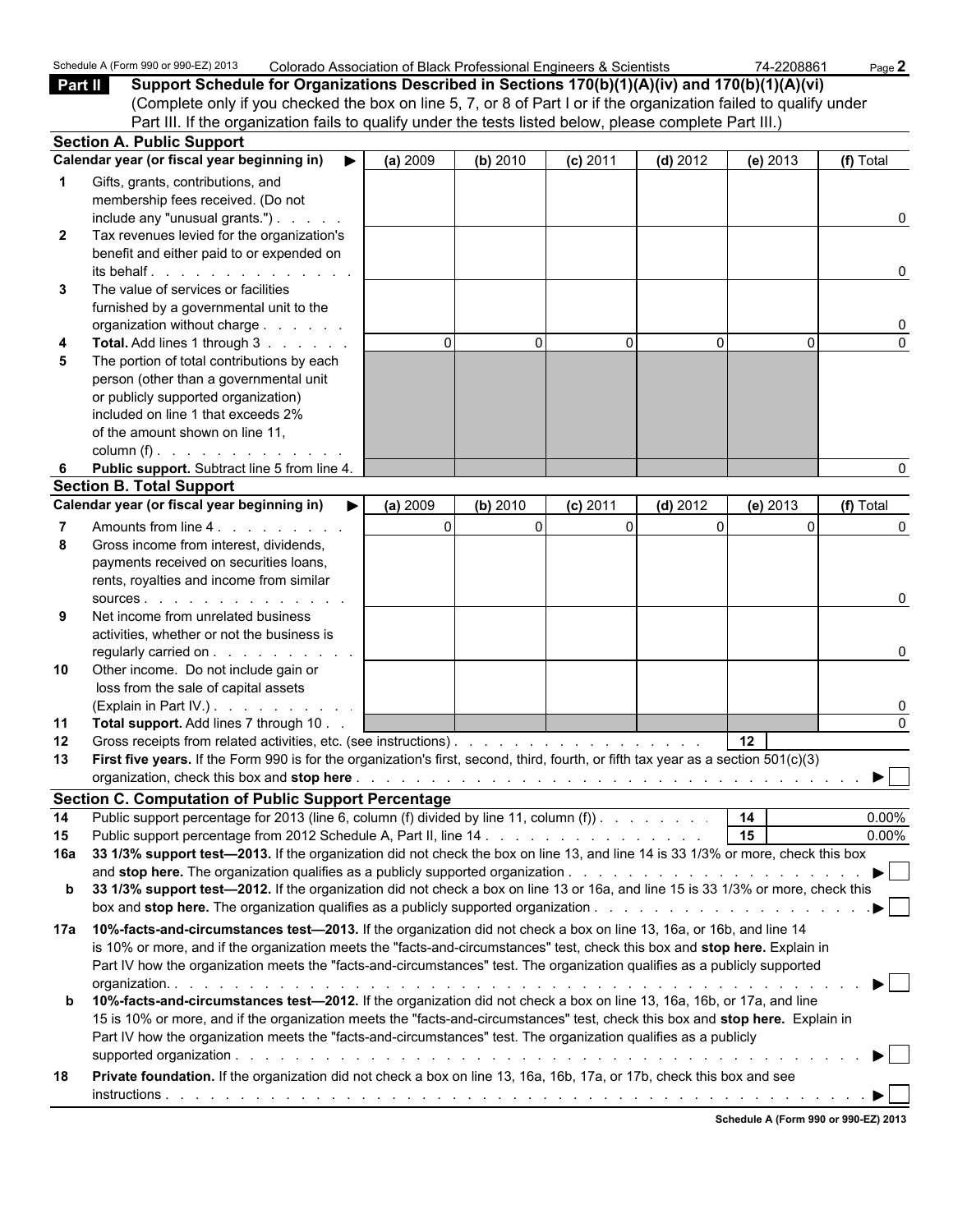Schedule A (Form 990 or 990-EZ) 2013 Colorado Association of Black Professional Engineers & Scientists 74-2208861

**Part II** **Support Schedule for Organizations Described in Sections 170(b)(1)(A)(iv) and 170(b)(1)(A)(vi)**
(Complete only if you checked the box on line 5, 7, or 8 of Part I or if the organization failed to qualify under Part III. If the organization fails to qualify under the tests listed below, please complete Part III.)

**Section A. Public Support**

| | Calendar year (or fiscal year beginning in) ▶ | (a) 2009 | (b) 2010 | (c) 2011 | (d) 2012 | (e) 2013 | (f) Total |
|---|---|---|---|---|---|---|---|
| 1 | Gifts, grants, contributions, and membership fees received. (Do not include any "unusual grants.") | | | | | | 0 |
| 2 | Tax revenues levied for the organization's benefit and either paid to or expended on its behalf | | | | | | 0 |
| 3 | The value of services or facilities furnished by a governmental unit to the organization without charge | | | | | | 0 |
| 4 | **Total.** Add lines 1 through 3 | 0 | 0 | 0 | 0 | 0 | 0 |
| 5 | The portion of total contributions by each person (other than a governmental unit or publicly supported organization) included on line 1 that exceeds 2% of the amount shown on line 11, column (f) | | | | | | |
| 6 | **Public support.** Subtract line 5 from line 4. | | | | | | 0 |

**Section B. Total Support**

| | Calendar year (or fiscal year beginning in) ▶ | (a) 2009 | (b) 2010 | (c) 2011 | (d) 2012 | (e) 2013 | (f) Total |
|---|---|---|---|---|---|---|---|
| 7 | Amounts from line 4 | 0 | 0 | 0 | 0 | 0 | 0 |
| 8 | Gross income from interest, dividends, payments received on securities loans, rents, royalties and income from similar sources | | | | | | 0 |
| 9 | Net income from unrelated business activities, whether or not the business is regularly carried on | | | | | | 0 |
| 10 | Other income. Do not include gain or loss from the sale of capital assets (Explain in Part IV.) | | | | | | 0 |
| 11 | **Total support.** Add lines 7 through 10 | | | | | | 0 |

**12** Gross receipts from related activities, etc. (see instructions) . . . **12**

**13** **First five years.** If the Form 990 is for the organization's first, second, third, fourth, or fifth tax year as a section 501(c)(3) organization, check this box and **stop here** . . . ▶ ☐

**Section C. Computation of Public Support Percentage**

**14** Public support percentage for 2013 (line 6, column (f) divided by line 11, column (f)) . . . **14** 0.00%

**15** Public support percentage from 2012 Schedule A, Part II, line 14 . . . **15** 0.00%

**16a** **33 1/3% support test—2013.** If the organization did not check the box on line 13, and line 14 is 33 1/3% or more, check this box and **stop here.** The organization qualifies as a publicly supported organization . . . ▶ ☐

**b** **33 1/3% support test—2012.** If the organization did not check a box on line 13 or 16a, and line 15 is 33 1/3% or more, check this box and **stop here.** The organization qualifies as a publicly supported organization . . . ▶ ☐

**17a** **10%-facts-and-circumstances test—2013.** If the organization did not check a box on line 13, 16a, or 16b, and line 14 is 10% or more, and if the organization meets the "facts-and-circumstances" test, check this box and **stop here.** Explain in Part IV how the organization meets the "facts-and-circumstances" test. The organization qualifies as a publicly supported organization. . . . ▶ ☐

**b** **10%-facts-and-circumstances test—2012.** If the organization did not check a box on line 13, 16a, 16b, or 17a, and line 15 is 10% or more, and if the organization meets the "facts-and-circumstances" test, check this box and **stop here.** Explain in Part IV how the organization meets the "facts-and-circumstances" test. The organization qualifies as a publicly supported organization . . . ▶ ☐

**18** **Private foundation.** If the organization did not check a box on line 13, 16a, 16b, 17a, or 17b, check this box and see instructions . . . ▶ ☐

**Schedule A (Form 990 or 990-EZ) 2013**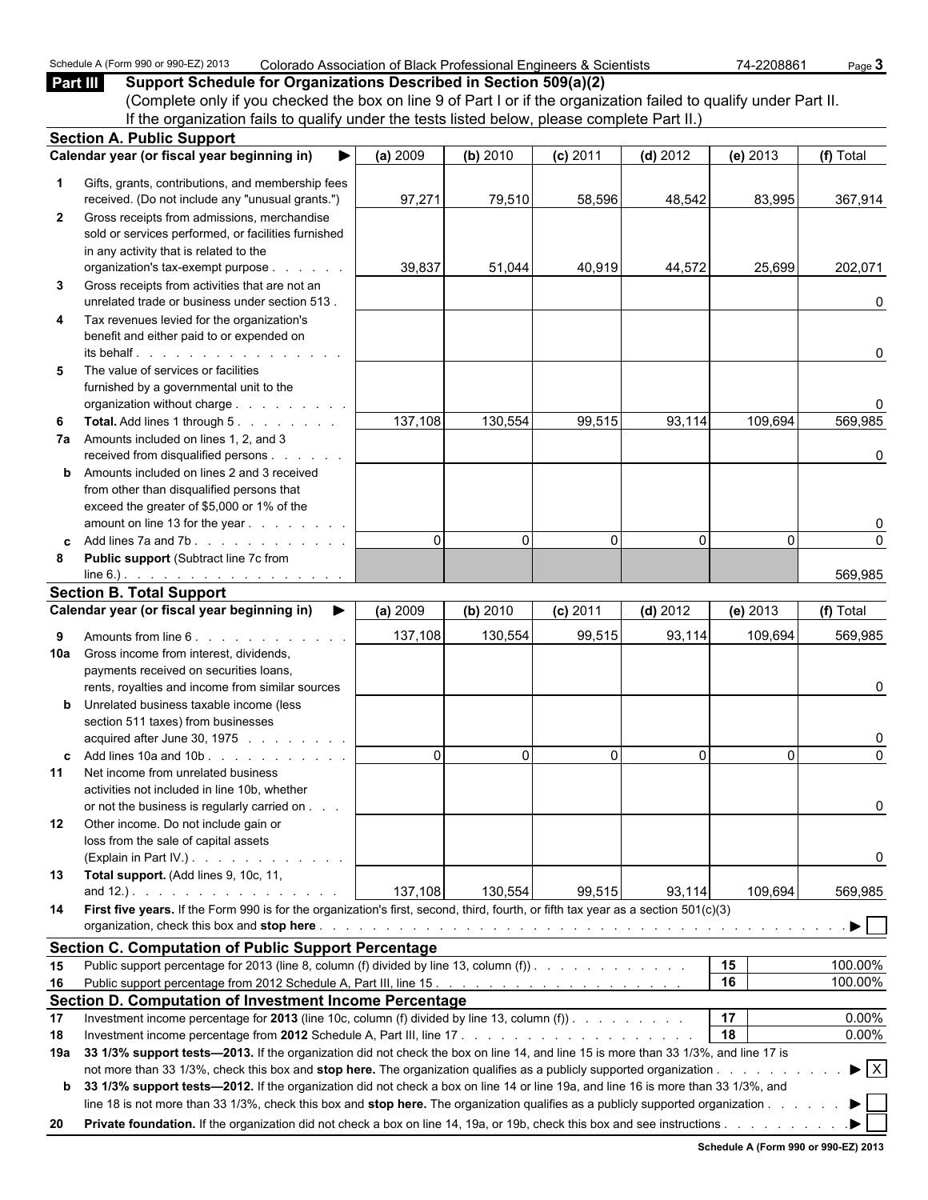Schedule A (Form 990 or 990-EZ) 2013 Colorado Association of Black Professional Engineers & Scientists 74-2208861

## Part III Support Schedule for Organizations Described in Section 509(a)(2)

(Complete only if you checked the box on line 9 of Part I or if the organization failed to qualify under Part II. If the organization fails to qualify under the tests listed below, please complete Part II.)

### Section A. Public Support

| | Calendar year (or fiscal year beginning in) ▶ | (a) 2009 | (b) 2010 | (c) 2011 | (d) 2012 | (e) 2013 | (f) Total |
|---|---|---|---|---|---|---|---|
| 1 | Gifts, grants, contributions, and membership fees received. (Do not include any "unusual grants.") | 97,271 | 79,510 | 58,596 | 48,542 | 83,995 | 367,914 |
| 2 | Gross receipts from admissions, merchandise sold or services performed, or facilities furnished in any activity that is related to the organization's tax-exempt purpose | 39,837 | 51,044 | 40,919 | 44,572 | 25,699 | 202,071 |
| 3 | Gross receipts from activities that are not an unrelated trade or business under section 513 | | | | | | 0 |
| 4 | Tax revenues levied for the organization's benefit and either paid to or expended on its behalf | | | | | | 0 |
| 5 | The value of services or facilities furnished by a governmental unit to the organization without charge | | | | | | 0 |
| 6 | **Total.** Add lines 1 through 5 | 137,108 | 130,554 | 99,515 | 93,114 | 109,694 | 569,985 |
| 7a | Amounts included on lines 1, 2, and 3 received from disqualified persons | | | | | | 0 |
| b | Amounts included on lines 2 and 3 received from other than disqualified persons that exceed the greater of $5,000 or 1% of the amount on line 13 for the year | | | | | | 0 |
| c | Add lines 7a and 7b | 0 | 0 | 0 | 0 | 0 | 0 |
| 8 | **Public support** (Subtract line 7c from line 6.) | | | | | | 569,985 |

### Section B. Total Support

| | Calendar year (or fiscal year beginning in) ▶ | (a) 2009 | (b) 2010 | (c) 2011 | (d) 2012 | (e) 2013 | (f) Total |
|---|---|---|---|---|---|---|---|
| 9 | Amounts from line 6 | 137,108 | 130,554 | 99,515 | 93,114 | 109,694 | 569,985 |
| 10a | Gross income from interest, dividends, payments received on securities loans, rents, royalties and income from similar sources | | | | | | 0 |
| b | Unrelated business taxable income (less section 511 taxes) from businesses acquired after June 30, 1975 | | | | | | 0 |
| c | Add lines 10a and 10b | 0 | 0 | 0 | 0 | 0 | 0 |
| 11 | Net income from unrelated business activities not included in line 10b, whether or not the business is regularly carried on | | | | | | 0 |
| 12 | Other income. Do not include gain or loss from the sale of capital assets (Explain in Part IV.) | | | | | | 0 |
| 13 | **Total support.** (Add lines 9, 10c, 11, and 12.) | 137,108 | 130,554 | 99,515 | 93,114 | 109,694 | 569,985 |

14 **First five years.** If the Form 990 is for the organization's first, second, third, fourth, or fifth tax year as a section 501(c)(3) organization, check this box and **stop here** ▶ ☐

### Section C. Computation of Public Support Percentage

| | | | |
|---|---|---|---|
| 15 | Public support percentage for 2013 (line 8, column (f) divided by line 13, column (f)) | 15 | 100.00% |
| 16 | Public support percentage from 2012 Schedule A, Part III, line 15 | 16 | 100.00% |

### Section D. Computation of Investment Income Percentage

| | | | |
|---|---|---|---|
| 17 | Investment income percentage for **2013** (line 10c, column (f) divided by line 13, column (f)) | 17 | 0.00% |
| 18 | Investment income percentage from **2012** Schedule A, Part III, line 17 | 18 | 0.00% |

19a **33 1/3% support tests—2013.** If the organization did not check the box on line 14, and line 15 is more than 33 1/3%, and line 17 is not more than 33 1/3%, check this box and **stop here.** The organization qualifies as a publicly supported organization ▶ ☒

b **33 1/3% support tests—2012.** If the organization did not check a box on line 14 or line 19a, and line 16 is more than 33 1/3%, and line 18 is not more than 33 1/3%, check this box and **stop here.** The organization qualifies as a publicly supported organization ▶ ☐

20 **Private foundation.** If the organization did not check a box on line 14, 19a, or 19b, check this box and see instructions ▶ ☐

**Schedule A (Form 990 or 990-EZ) 2013**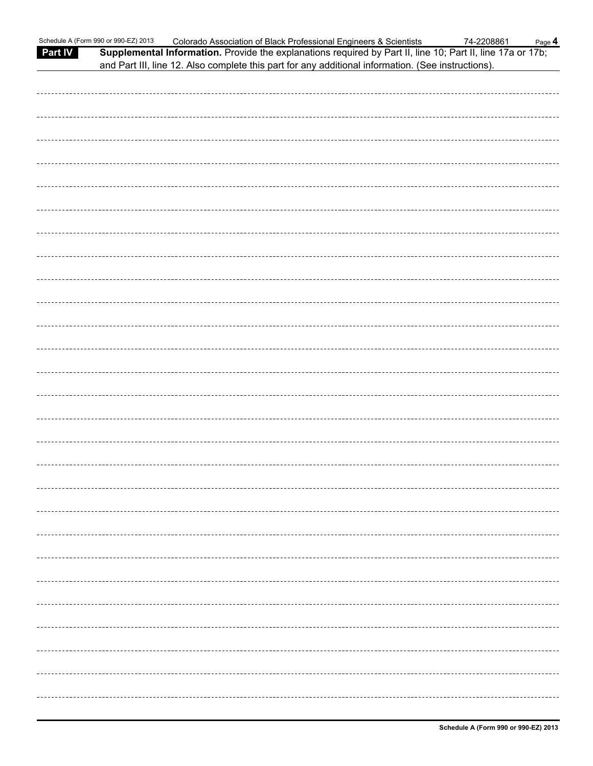## Part IV Supplemental Information.

Provide the explanations required by Part II, line 10; Part II, line 17a or 17b; and Part III, line 12. Also complete this part for any additional information. (See instructions).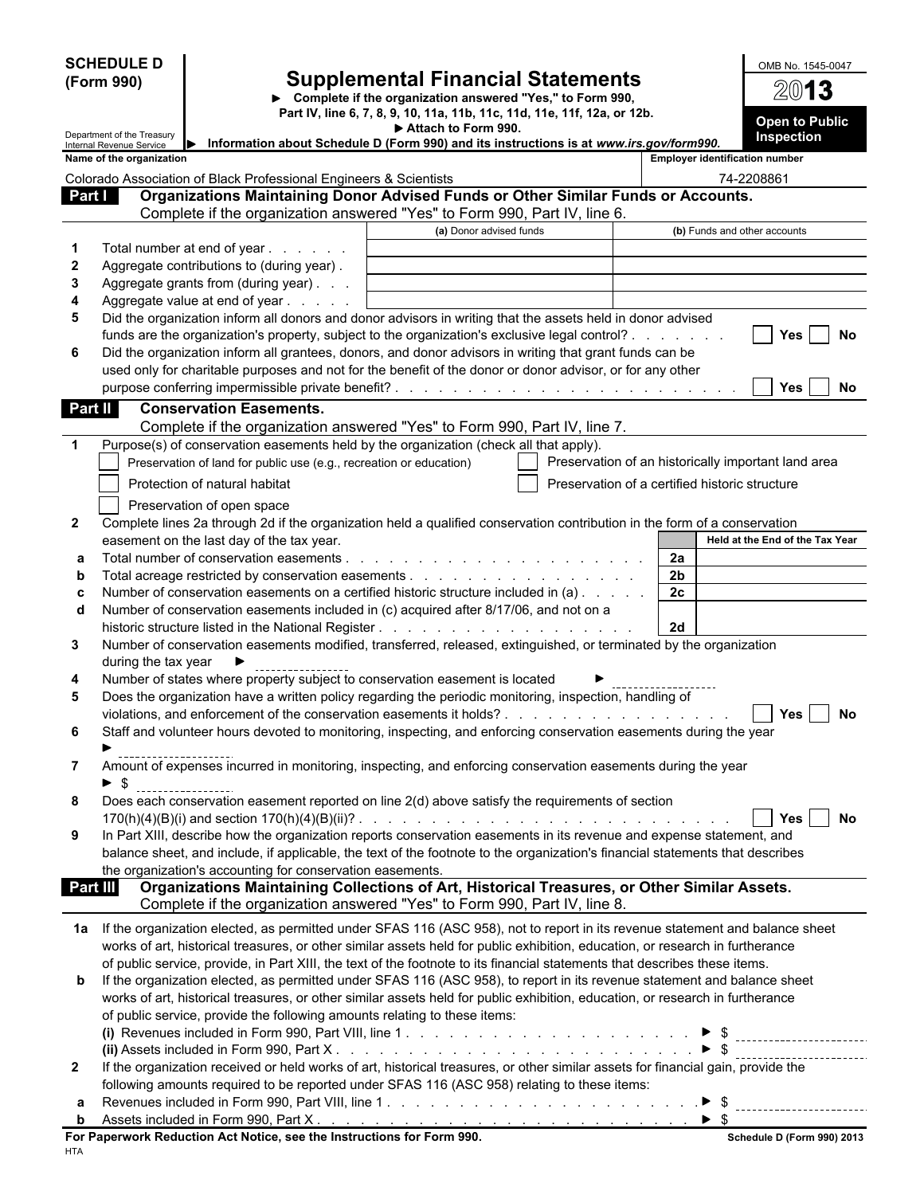**SCHEDULE D (Form 990)**

# Supplemental Financial Statements

► Complete if the organization answered "Yes," to Form 990, Part IV, line 6, 7, 8, 9, 10, 11a, 11b, 11c, 11d, 11e, 11f, 12a, or 12b.

► Attach to Form 990.

► Information about Schedule D (Form 990) and its instructions is at *www.irs.gov/form990.*

Department of the Treasury
Internal Revenue Service

OMB No. 1545-0047

**2013**

**Open to Public Inspection**

| Name of the organization | Employer identification number |
|---|---|
| Colorado Association of Black Professional Engineers & Scientists | 74-2208861 |

## Part I Organizations Maintaining Donor Advised Funds or Other Similar Funds or Accounts.

Complete if the organization answered "Yes" to Form 990, Part IV, line 6.

| | | (a) Donor advised funds | (b) Funds and other accounts |
|---|---|---|---|
| 1 | Total number at end of year | | |
| 2 | Aggregate contributions to (during year) | | |
| 3 | Aggregate grants from (during year) | | |
| 4 | Aggregate value at end of year | | |

5 Did the organization inform all donors and donor advisors in writing that the assets held in donor advised funds are the organization's property, subject to the organization's exclusive legal control? ☐ Yes ☐ No

6 Did the organization inform all grantees, donors, and donor advisors in writing that grant funds can be used only for charitable purposes and not for the benefit of the donor or donor advisor, or for any other purpose conferring impermissible private benefit? ☐ Yes ☐ No

## Part II Conservation Easements.

Complete if the organization answered "Yes" to Form 990, Part IV, line 7.

1 Purpose(s) of conservation easements held by the organization (check all that apply).

- ☐ Preservation of land for public use (e.g., recreation or education)
- ☐ Preservation of an historically important land area
- ☐ Protection of natural habitat
- ☐ Preservation of a certified historic structure
- ☐ Preservation of open space

2 Complete lines 2a through 2d if the organization held a qualified conservation contribution in the form of a conservation easement on the last day of the tax year.

| | | | Held at the End of the Tax Year |
|---|---|---|---|
| a | Total number of conservation easements | 2a | |
| b | Total acreage restricted by conservation easements | 2b | |
| c | Number of conservation easements on a certified historic structure included in (a) | 2c | |
| d | Number of conservation easements included in (c) acquired after 8/17/06, and not on a historic structure listed in the National Register | 2d | |

3 Number of conservation easements modified, transferred, released, extinguished, or terminated by the organization during the tax year ►

4 Number of states where property subject to conservation easement is located ►

5 Does the organization have a written policy regarding the periodic monitoring, inspection, handling of violations, and enforcement of the conservation easements it holds? ☐ Yes ☐ No

6 Staff and volunteer hours devoted to monitoring, inspecting, and enforcing conservation easements during the year ►

7 Amount of expenses incurred in monitoring, inspecting, and enforcing conservation easements during the year ► $

8 Does each conservation easement reported on line 2(d) above satisfy the requirements of section 170(h)(4)(B)(i) and section 170(h)(4)(B)(ii)? ☐ Yes ☐ No

9 In Part XIII, describe how the organization reports conservation easements in its revenue and expense statement, and balance sheet, and include, if applicable, the text of the footnote to the organization's financial statements that describes the organization's accounting for conservation easements.

## Part III Organizations Maintaining Collections of Art, Historical Treasures, or Other Similar Assets.

Complete if the organization answered "Yes" to Form 990, Part IV, line 8.

1a If the organization elected, as permitted under SFAS 116 (ASC 958), not to report in its revenue statement and balance sheet works of art, historical treasures, or other similar assets held for public exhibition, education, or research in furtherance of public service, provide, in Part XIII, the text of the footnote to its financial statements that describes these items.

b If the organization elected, as permitted under SFAS 116 (ASC 958), to report in its revenue statement and balance sheet works of art, historical treasures, or other similar assets held for public exhibition, education, or research in furtherance of public service, provide the following amounts relating to these items:

(i) Revenues included in Form 990, Part VIII, line 1 ► $

(ii) Assets included in Form 990, Part X ► $

2 If the organization received or held works of art, historical treasures, or other similar assets for financial gain, provide the following amounts required to be reported under SFAS 116 (ASC 958) relating to these items:

a Revenues included in Form 990, Part VIII, line 1 ► $

b Assets included in Form 990, Part X ► $

**For Paperwork Reduction Act Notice, see the Instructions for Form 990.**

HTA

**Schedule D (Form 990) 2013**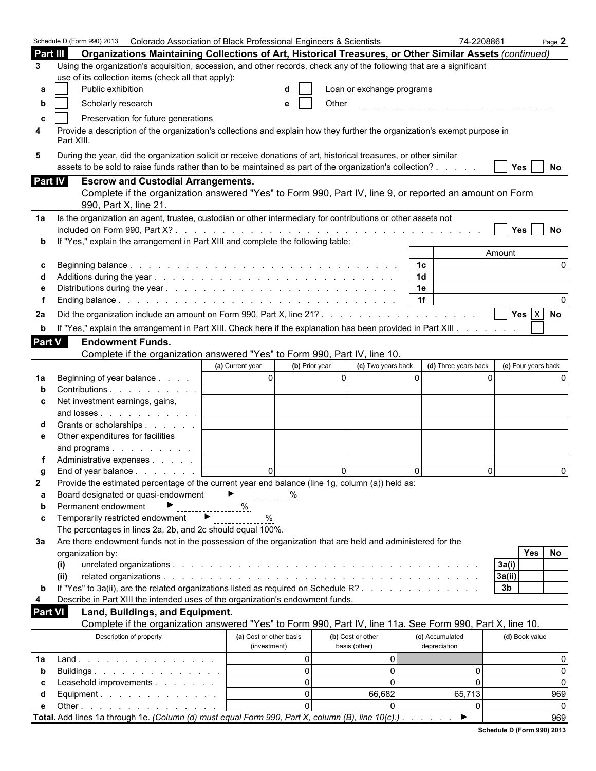Schedule D (Form 990) 2013 Colorado Association of Black Professional Engineers & Scientists 74-2208861 Page **2**

## Part III Organizations Maintaining Collections of Art, Historical Treasures, or Other Similar Assets *(continued)*

**3** Using the organization's acquisition, accession, and other records, check any of the following that are a significant use of its collection items (check all that apply):

- **a** ☐ Public exhibition
- **b** ☐ Scholarly research
- **c** ☐ Preservation for future generations
- **d** ☐ Loan or exchange programs
- **e** ☐ Other

**4** Provide a description of the organization's collections and explain how they further the organization's exempt purpose in Part XIII.

**5** During the year, did the organization solicit or receive donations of art, historical treasures, or other similar assets to be sold to raise funds rather than to be maintained as part of the organization's collection? ☐ Yes ☐ No

## Part IV Escrow and Custodial Arrangements.

Complete if the organization answered "Yes" to Form 990, Part IV, line 9, or reported an amount on Form 990, Part X, line 21.

**1a** Is the organization an agent, trustee, custodian or other intermediary for contributions or other assets not included on Form 990, Part X? ☐ Yes ☐ No

**b** If "Yes," explain the arrangement in Part XIII and complete the following table:

| | | | Amount |
|---|---|---|---|
| **c** | Beginning balance | 1c | 0 |
| **d** | Additions during the year | 1d | |
| **e** | Distributions during the year | 1e | |
| **f** | Ending balance | 1f | 0 |

**2a** Did the organization include an amount on Form 990, Part X, line 21? ☐ Yes ☒ No

**b** If "Yes," explain the arrangement in Part XIII. Check here if the explanation has been provided in Part XIII ☐

## Part V Endowment Funds.

Complete if the organization answered "Yes" to Form 990, Part IV, line 10.

| | | (a) Current year | (b) Prior year | (c) Two years back | (d) Three years back | (e) Four years back |
|---|---|---|---|---|---|---|
| **1a** | Beginning of year balance | 0 | 0 | 0 | 0 | 0 |
| **b** | Contributions | | | | | |
| **c** | Net investment earnings, gains, and losses | | | | | |
| **d** | Grants or scholarships | | | | | |
| **e** | Other expenditures for facilities and programs | | | | | |
| **f** | Administrative expenses | | | | | |
| **g** | End of year balance | 0 | 0 | 0 | 0 | 0 |

**2** Provide the estimated percentage of the current year end balance (line 1g, column (a)) held as:

- **a** Board designated or quasi-endowment ► ______ %
- **b** Permanent endowment ► ______ %
- **c** Temporarily restricted endowment ► ______ %

The percentages in lines 2a, 2b, and 2c should equal 100%.

**3a** Are there endowment funds not in the possession of the organization that are held and administered for the organization by:

| | | | Yes | No |
|---|---|---|---|---|
| **(i)** | unrelated organizations | 3a(i) | | |
| **(ii)** | related organizations | 3a(ii) | | |
| **b** | If "Yes" to 3a(ii), are the related organizations listed as required on Schedule R? | 3b | | |

**4** Describe in Part XIII the intended uses of the organization's endowment funds.

## Part VI Land, Buildings, and Equipment.

Complete if the organization answered "Yes" to Form 990, Part IV, line 11a. See Form 990, Part X, line 10.

| | Description of property | (a) Cost or other basis (investment) | (b) Cost or other basis (other) | (c) Accumulated depreciation | (d) Book value |
|---|---|---|---|---|---|
| **1a** | Land | 0 | 0 | | 0 |
| **b** | Buildings | 0 | 0 | 0 | 0 |
| **c** | Leasehold improvements | 0 | 0 | 0 | 0 |
| **d** | Equipment | 0 | 66,682 | 65,713 | 969 |
| **e** | Other | 0 | 0 | 0 | 0 |
| **Total.** | Add lines 1a through 1e. *(Column (d) must equal Form 990, Part X, column (B), line 10(c).)* ► | | | | 969 |

**Schedule D (Form 990) 2013**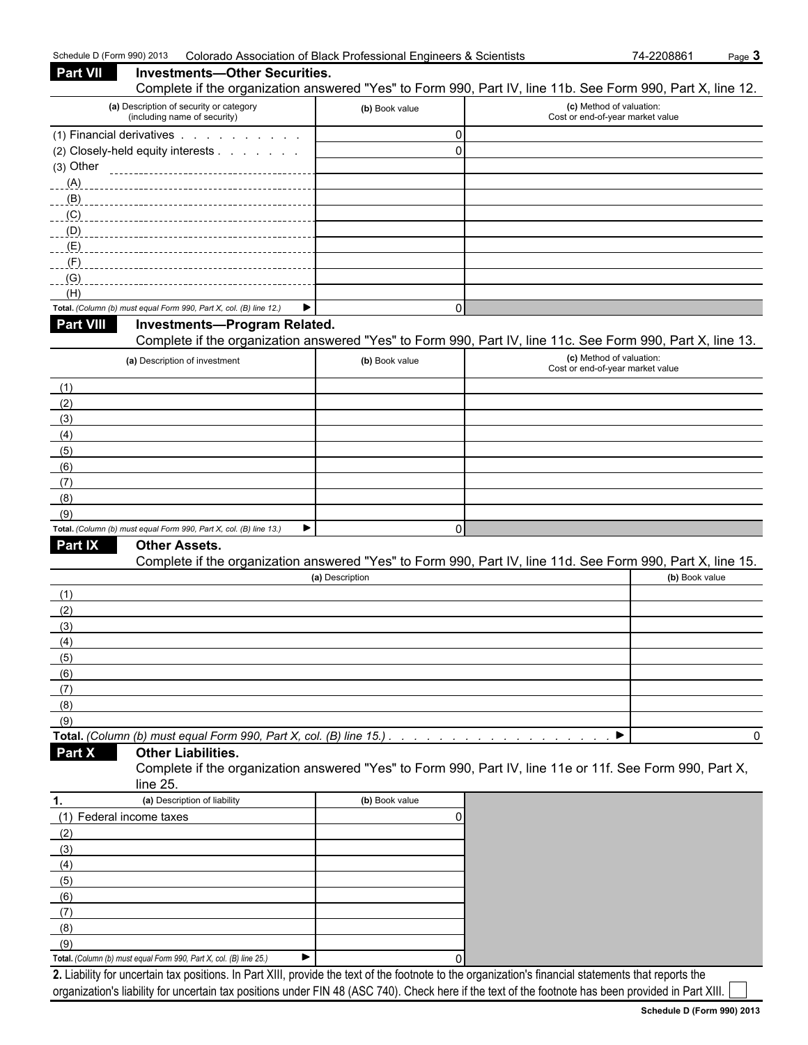Schedule D (Form 990) 2013 Colorado Association of Black Professional Engineers & Scientists 74-2208861

## Part VII Investments—Other Securities.

Complete if the organization answered "Yes" to Form 990, Part IV, line 11b. See Form 990, Part X, line 12.

| (a) Description of security or category (including name of security) | (b) Book value | (c) Method of valuation: Cost or end-of-year market value |
|---|---|---|
| (1) Financial derivatives | 0 | |
| (2) Closely-held equity interests | 0 | |
| (3) Other | | |
| (A) | | |
| (B) | | |
| (C) | | |
| (D) | | |
| (E) | | |
| (F) | | |
| (G) | | |
| (H) | | |
| **Total.** *(Column (b) must equal Form 990, Part X, col. (B) line 12.)* ▶ | 0 | |

## Part VIII Investments—Program Related.

Complete if the organization answered "Yes" to Form 990, Part IV, line 11c. See Form 990, Part X, line 13.

| (a) Description of investment | (b) Book value | (c) Method of valuation: Cost or end-of-year market value |
|---|---|---|
| (1) | | |
| (2) | | |
| (3) | | |
| (4) | | |
| (5) | | |
| (6) | | |
| (7) | | |
| (8) | | |
| (9) | | |
| **Total.** *(Column (b) must equal Form 990, Part X, col. (B) line 13.)* ▶ | 0 | |

## Part IX Other Assets.

Complete if the organization answered "Yes" to Form 990, Part IV, line 11d. See Form 990, Part X, line 15.

| (a) Description | (b) Book value |
|---|---|
| (1) | |
| (2) | |
| (3) | |
| (4) | |
| (5) | |
| (6) | |
| (7) | |
| (8) | |
| (9) | |
| **Total.** *(Column (b) must equal Form 990, Part X, col. (B) line 15.)* ▶ | 0 |

## Part X Other Liabilities.

Complete if the organization answered "Yes" to Form 990, Part IV, line 11e or 11f. See Form 990, Part X, line 25.

| 1. (a) Description of liability | (b) Book value |
|---|---|
| (1) Federal income taxes | 0 |
| (2) | |
| (3) | |
| (4) | |
| (5) | |
| (6) | |
| (7) | |
| (8) | |
| (9) | |
| **Total.** *(Column (b) must equal Form 990, Part X, col. (B) line 25.)* ▶ | 0 |

**2.** Liability for uncertain tax positions. In Part XIII, provide the text of the footnote to the organization's financial statements that reports the organization's liability for uncertain tax positions under FIN 48 (ASC 740). Check here if the text of the footnote has been provided in Part XIII. ☐

Schedule D (Form 990) 2013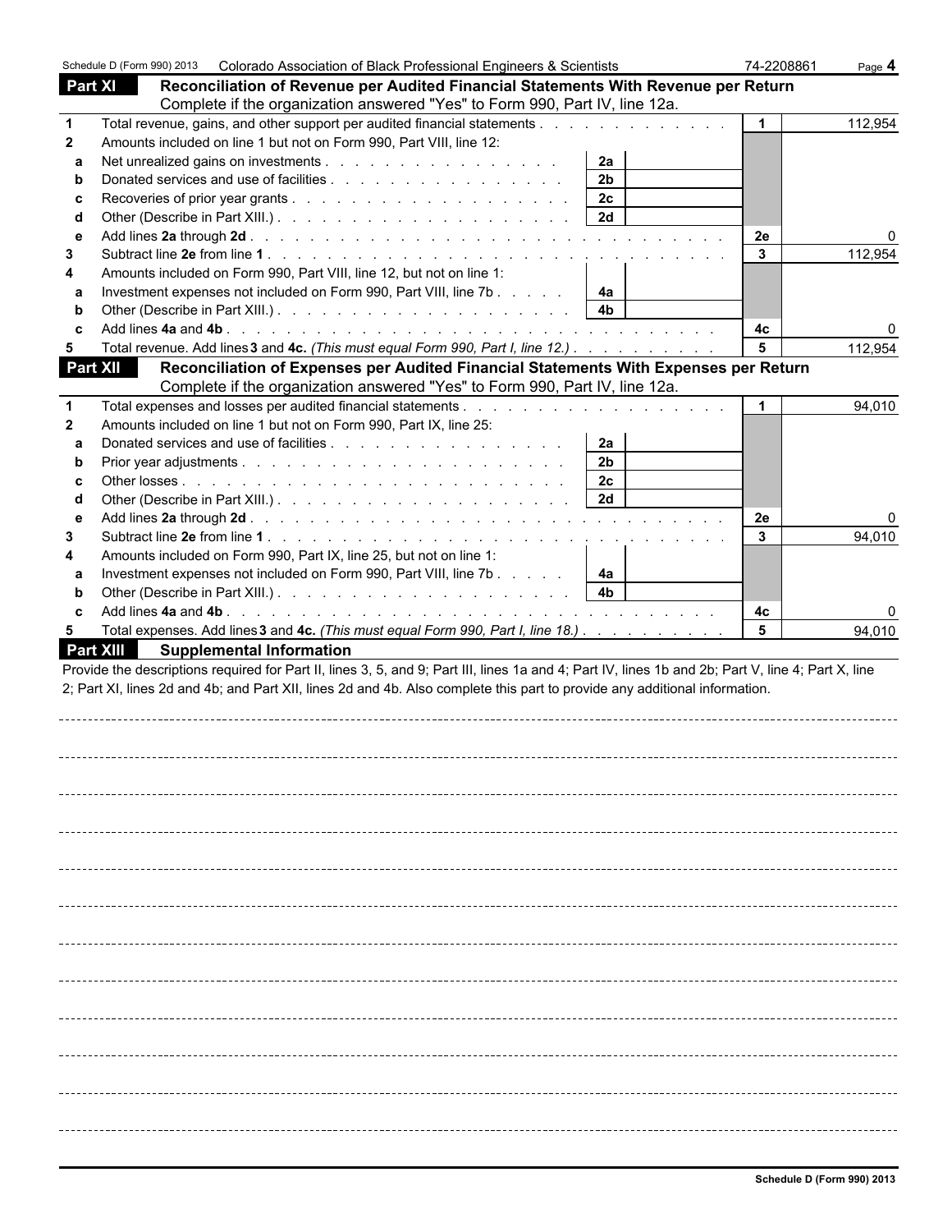Schedule D (Form 990) 2013 Colorado Association of Black Professional Engineers & Scientists 74-2208861

## Part XI Reconciliation of Revenue per Audited Financial Statements With Revenue per Return

Complete if the organization answered "Yes" to Form 990, Part IV, line 12a.

| | | | | | |
|---|---|---|---|---|---|
| 1 | Total revenue, gains, and other support per audited financial statements | | | 1 | 112,954 |
| 2 | Amounts included on line 1 but not on Form 990, Part VIII, line 12: | | | | |
| a | Net unrealized gains on investments | 2a | | | |
| b | Donated services and use of facilities | 2b | | | |
| c | Recoveries of prior year grants | 2c | | | |
| d | Other (Describe in Part XIII.) | 2d | | | |
| e | Add lines **2a** through **2d** | | | 2e | 0 |
| 3 | Subtract line **2e** from line **1** | | | 3 | 112,954 |
| 4 | Amounts included on Form 990, Part VIII, line 12, but not on line 1: | | | | |
| a | Investment expenses not included on Form 990, Part VIII, line 7b | 4a | | | |
| b | Other (Describe in Part XIII.) | 4b | | | |
| c | Add lines **4a** and **4b** | | | 4c | 0 |
| 5 | Total revenue. Add lines **3** and **4c.** *(This must equal Form 990, Part I, line 12.)* | | | 5 | 112,954 |

## Part XII Reconciliation of Expenses per Audited Financial Statements With Expenses per Return

Complete if the organization answered "Yes" to Form 990, Part IV, line 12a.

| | | | | | |
|---|---|---|---|---|---|
| 1 | Total expenses and losses per audited financial statements | | | 1 | 94,010 |
| 2 | Amounts included on line 1 but not on Form 990, Part IX, line 25: | | | | |
| a | Donated services and use of facilities | 2a | | | |
| b | Prior year adjustments | 2b | | | |
| c | Other losses | 2c | | | |
| d | Other (Describe in Part XIII.) | 2d | | | |
| e | Add lines **2a** through **2d** | | | 2e | 0 |
| 3 | Subtract line **2e** from line **1** | | | 3 | 94,010 |
| 4 | Amounts included on Form 990, Part IX, line 25, but not on line 1: | | | | |
| a | Investment expenses not included on Form 990, Part VIII, line 7b | 4a | | | |
| b | Other (Describe in Part XIII.) | 4b | | | |
| c | Add lines **4a** and **4b** | | | 4c | 0 |
| 5 | Total expenses. Add lines **3** and **4c.** *(This must equal Form 990, Part I, line 18.)* | | | 5 | 94,010 |

## Part XIII Supplemental Information

Provide the descriptions required for Part II, lines 3, 5, and 9; Part III, lines 1a and 4; Part IV, lines 1b and 2b; Part V, line 4; Part X, line 2; Part XI, lines 2d and 4b; and Part XII, lines 2d and 4b. Also complete this part to provide any additional information.

Schedule D (Form 990) 2013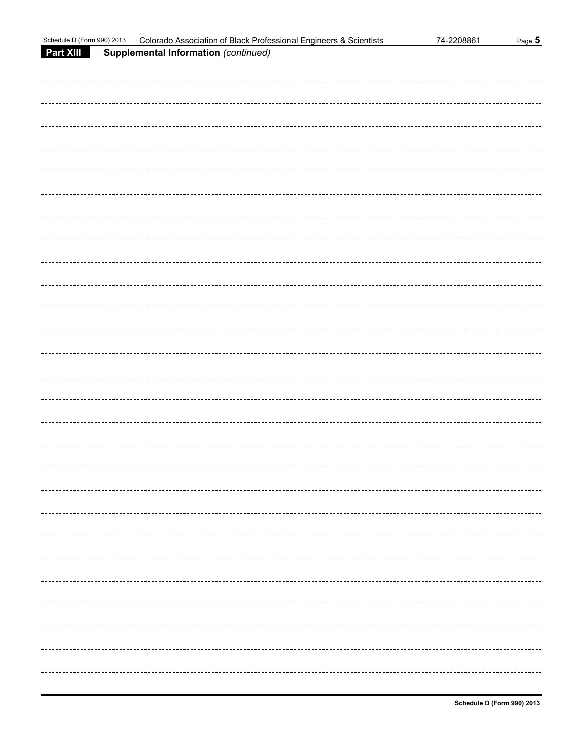## Part XIII Supplemental Information *(continued)*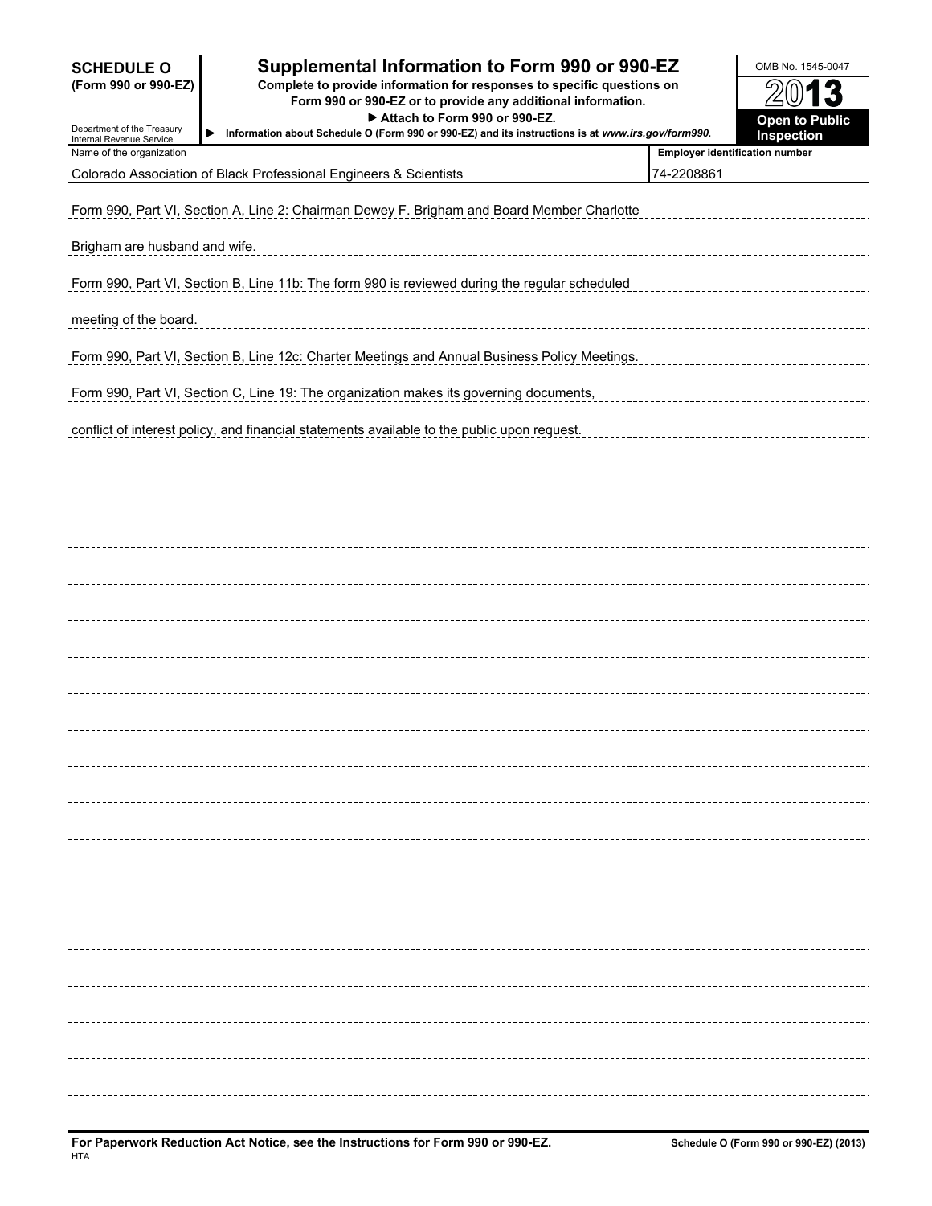**SCHEDULE O (Form 990 or 990-EZ)**

Department of the Treasury
Internal Revenue Service

# Supplemental Information to Form 990 or 990-EZ

**Complete to provide information for responses to specific questions on Form 990 or 990-EZ or to provide any additional information.**

**▶ Attach to Form 990 or 990-EZ.**

▶ **Information about Schedule O (Form 990 or 990-EZ) and its instructions is at *www.irs.gov/form990*.**

OMB No. 1545-0047

**2013**

**Open to Public Inspection**

| Name of the organization | Employer identification number |
|---|---|
| Colorado Association of Black Professional Engineers & Scientists | 74-2208861 |

Form 990, Part VI, Section A, Line 2: Chairman Dewey F. Brigham and Board Member Charlotte Brigham are husband and wife.

Form 990, Part VI, Section B, Line 11b: The form 990 is reviewed during the regular scheduled meeting of the board.

Form 990, Part VI, Section B, Line 12c: Charter Meetings and Annual Business Policy Meetings.

Form 990, Part VI, Section C, Line 19: The organization makes its governing documents, conflict of interest policy, and financial statements available to the public upon request.

**For Paperwork Reduction Act Notice, see the Instructions for Form 990 or 990-EZ.**

HTA

**Schedule O (Form 990 or 990-EZ) (2013)**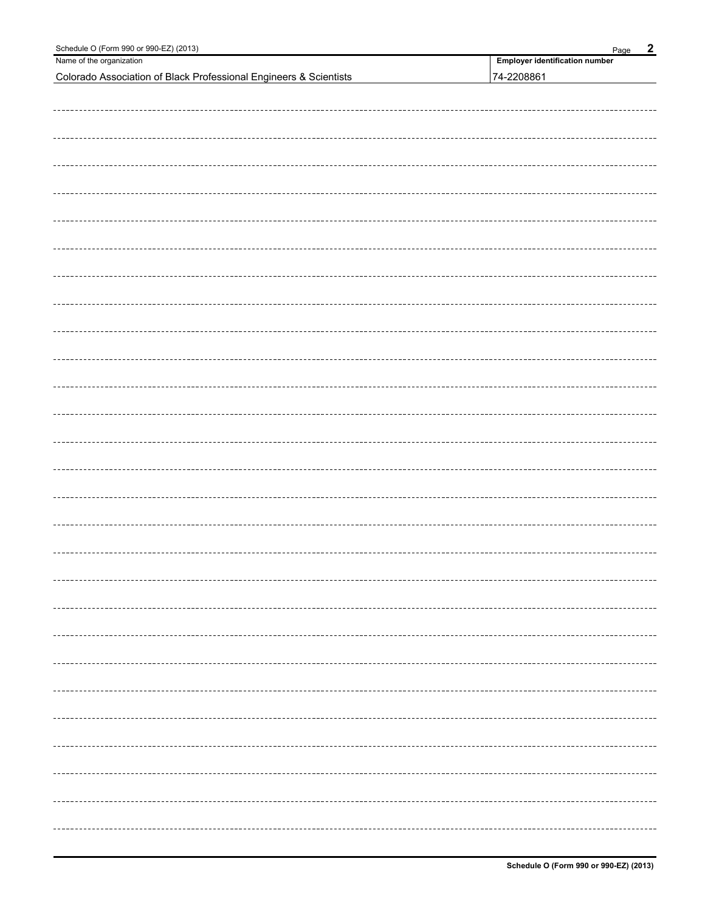| Name of the organization | Employer identification number |
| --- | --- |
| Colorado Association of Black Professional Engineers & Scientists | 74-2208861 |